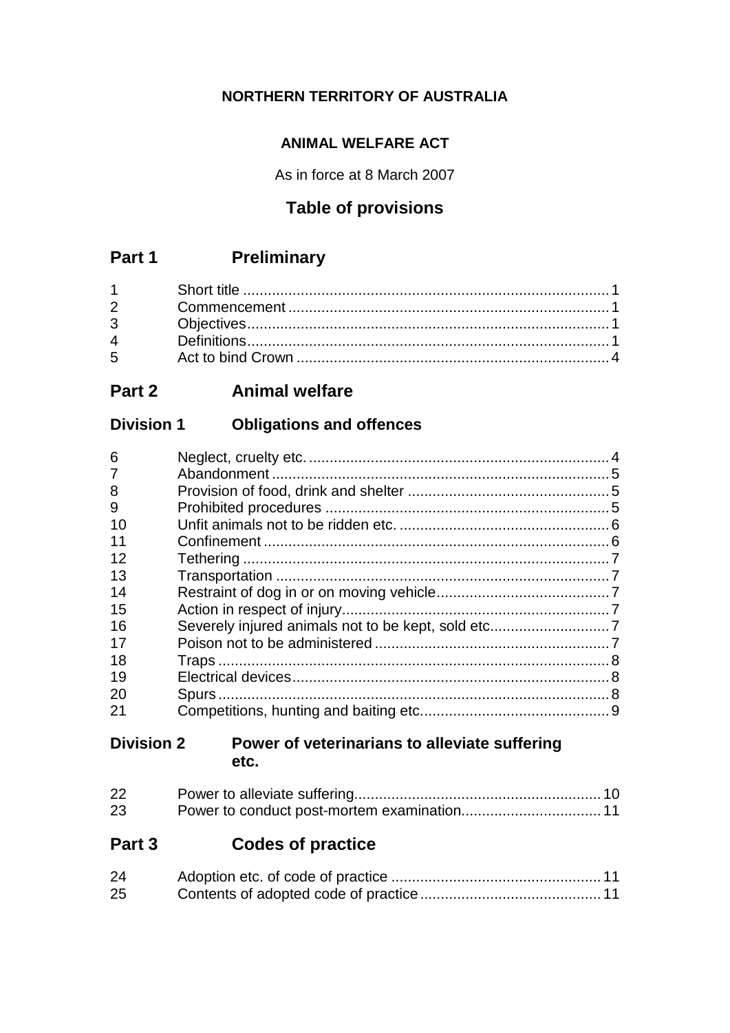**NORTHERN TERRITORY OF AUSTRALIA**

**ANIMAL WELFARE ACT**

As in force at 8 March 2007

## Table of provisions

## Part 1 Preliminary

| | | |
|---|---|---|
| 1 | Short title | 1 |
| 2 | Commencement | 1 |
| 3 | Objectives | 1 |
| 4 | Definitions | 1 |
| 5 | Act to bind Crown | 4 |

## Part 2 Animal welfare

### Division 1 Obligations and offences

| | | |
|---|---|---|
| 6 | Neglect, cruelty etc. | 4 |
| 7 | Abandonment | 5 |
| 8 | Provision of food, drink and shelter | 5 |
| 9 | Prohibited procedures | 5 |
| 10 | Unfit animals not to be ridden etc. | 6 |
| 11 | Confinement | 6 |
| 12 | Tethering | 7 |
| 13 | Transportation | 7 |
| 14 | Restraint of dog in or on moving vehicle | 7 |
| 15 | Action in respect of injury | 7 |
| 16 | Severely injured animals not to be kept, sold etc. | 7 |
| 17 | Poison not to be administered | 7 |
| 18 | Traps | 8 |
| 19 | Electrical devices | 8 |
| 20 | Spurs | 8 |
| 21 | Competitions, hunting and baiting etc. | 9 |

### Division 2 Power of veterinarians to alleviate suffering etc.

| | | |
|---|---|---|
| 22 | Power to alleviate suffering | 10 |
| 23 | Power to conduct post-mortem examination | 11 |

## Part 3 Codes of practice

| | | |
|---|---|---|
| 24 | Adoption etc. of code of practice | 11 |
| 25 | Contents of adopted code of practice | 11 |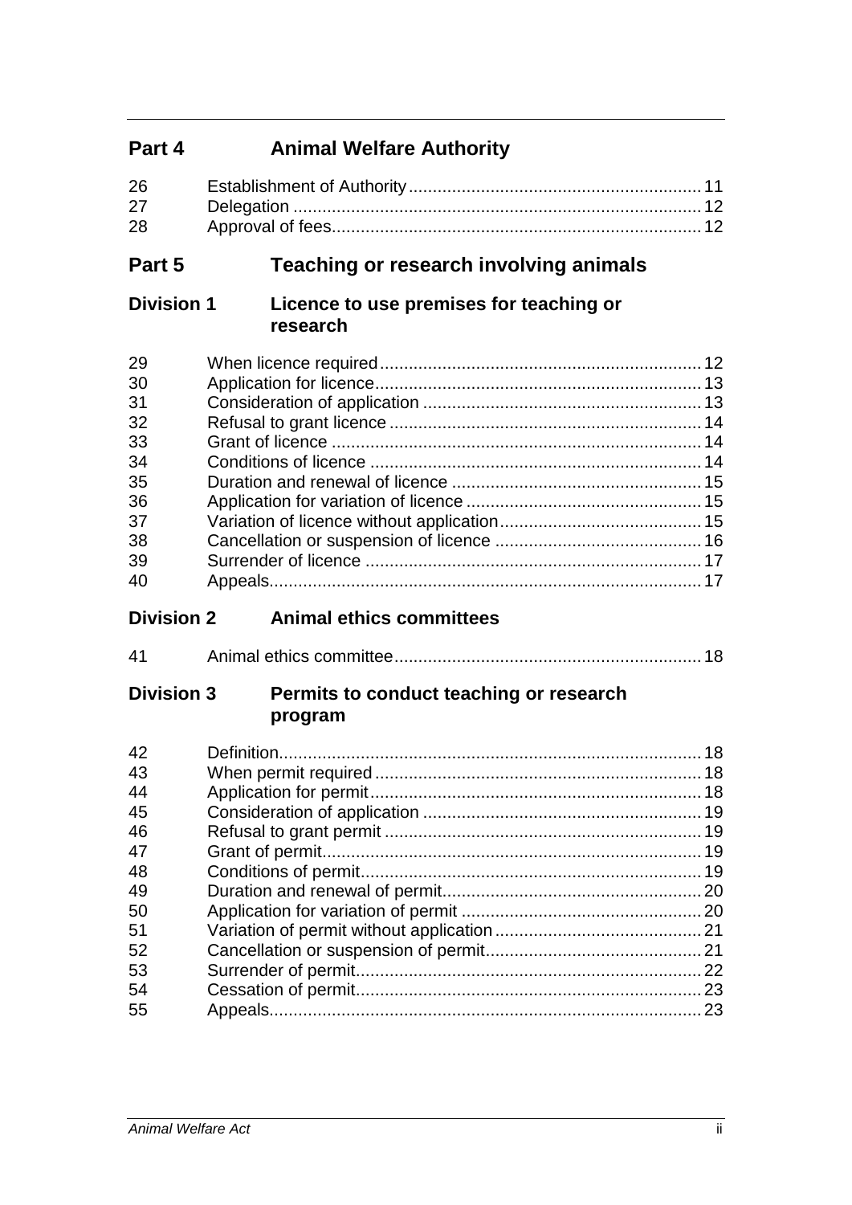## Part 4 Animal Welfare Authority

| | | |
|---|---|---|
| 26 | Establishment of Authority | 11 |
| 27 | Delegation | 12 |
| 28 | Approval of fees | 12 |

## Part 5 Teaching or research involving animals

### Division 1 Licence to use premises for teaching or research

| | | |
|---|---|---|
| 29 | When licence required | 12 |
| 30 | Application for licence | 13 |
| 31 | Consideration of application | 13 |
| 32 | Refusal to grant licence | 14 |
| 33 | Grant of licence | 14 |
| 34 | Conditions of licence | 14 |
| 35 | Duration and renewal of licence | 15 |
| 36 | Application for variation of licence | 15 |
| 37 | Variation of licence without application | 15 |
| 38 | Cancellation or suspension of licence | 16 |
| 39 | Surrender of licence | 17 |
| 40 | Appeals | 17 |

### Division 2 Animal ethics committees

| | | |
|---|---|---|
| 41 | Animal ethics committee | 18 |

### Division 3 Permits to conduct teaching or research program

| | | |
|---|---|---|
| 42 | Definition | 18 |
| 43 | When permit required | 18 |
| 44 | Application for permit | 18 |
| 45 | Consideration of application | 19 |
| 46 | Refusal to grant permit | 19 |
| 47 | Grant of permit | 19 |
| 48 | Conditions of permit | 19 |
| 49 | Duration and renewal of permit | 20 |
| 50 | Application for variation of permit | 20 |
| 51 | Variation of permit without application | 21 |
| 52 | Cancellation or suspension of permit | 21 |
| 53 | Surrender of permit | 22 |
| 54 | Cessation of permit | 23 |
| 55 | Appeals | 23 |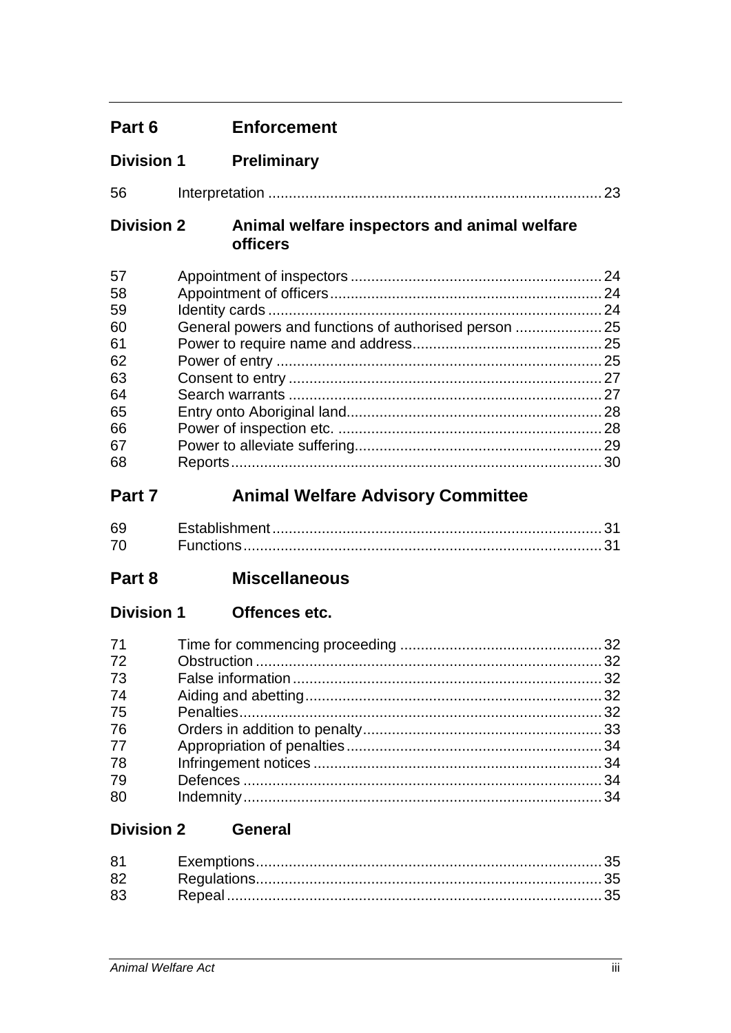## Part 6 Enforcement

### Division 1 Preliminary

56 Interpretation .......... 23

### Division 2 Animal welfare inspectors and animal welfare officers

57 Appointment of inspectors .......... 24
58 Appointment of officers .......... 24
59 Identity cards .......... 24
60 General powers and functions of authorised person .......... 25
61 Power to require name and address .......... 25
62 Power of entry .......... 25
63 Consent to entry .......... 27
64 Search warrants .......... 27
65 Entry onto Aboriginal land .......... 28
66 Power of inspection etc. .......... 28
67 Power to alleviate suffering .......... 29
68 Reports .......... 30

## Part 7 Animal Welfare Advisory Committee

69 Establishment .......... 31
70 Functions .......... 31

## Part 8 Miscellaneous

### Division 1 Offences etc.

71 Time for commencing proceeding .......... 32
72 Obstruction .......... 32
73 False information .......... 32
74 Aiding and abetting .......... 32
75 Penalties .......... 32
76 Orders in addition to penalty .......... 33
77 Appropriation of penalties .......... 34
78 Infringement notices .......... 34
79 Defences .......... 34
80 Indemnity .......... 34

### Division 2 General

81 Exemptions .......... 35
82 Regulations .......... 35
83 Repeal .......... 35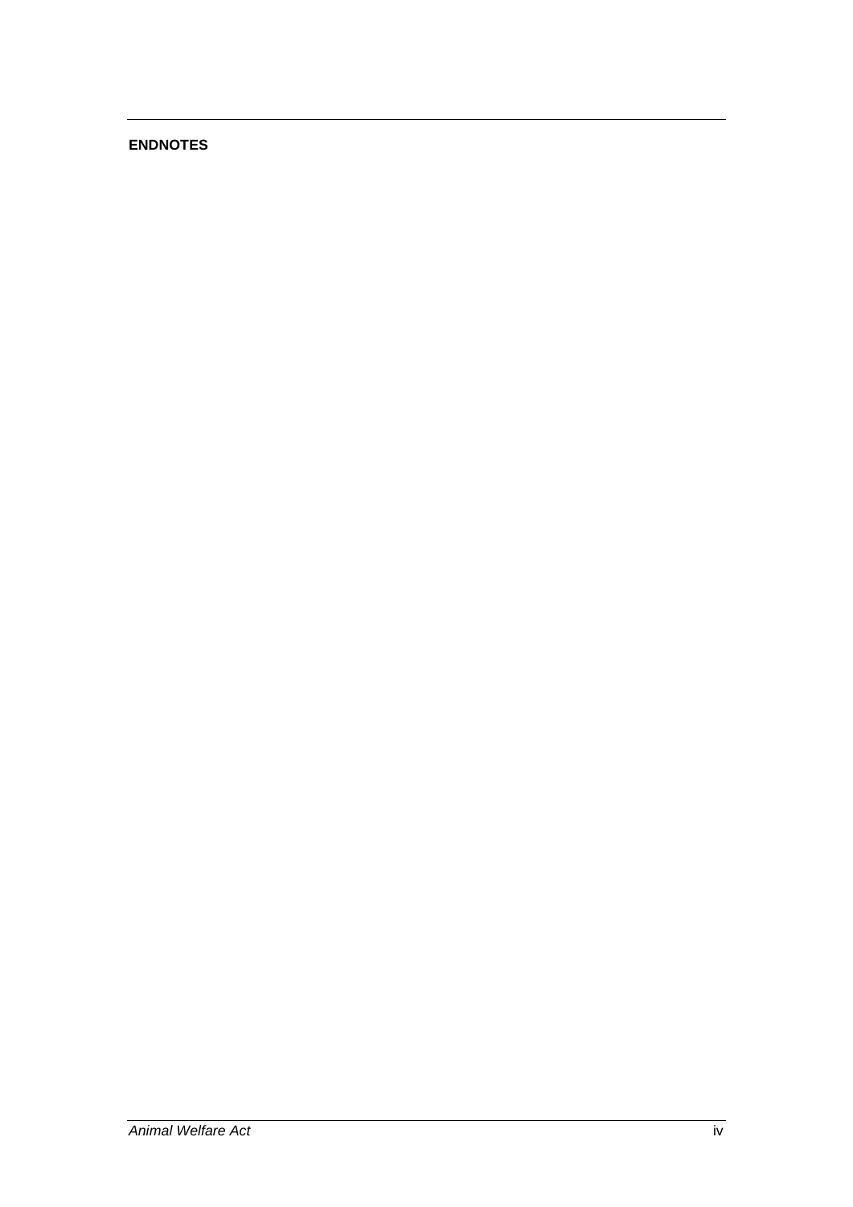**ENDNOTES**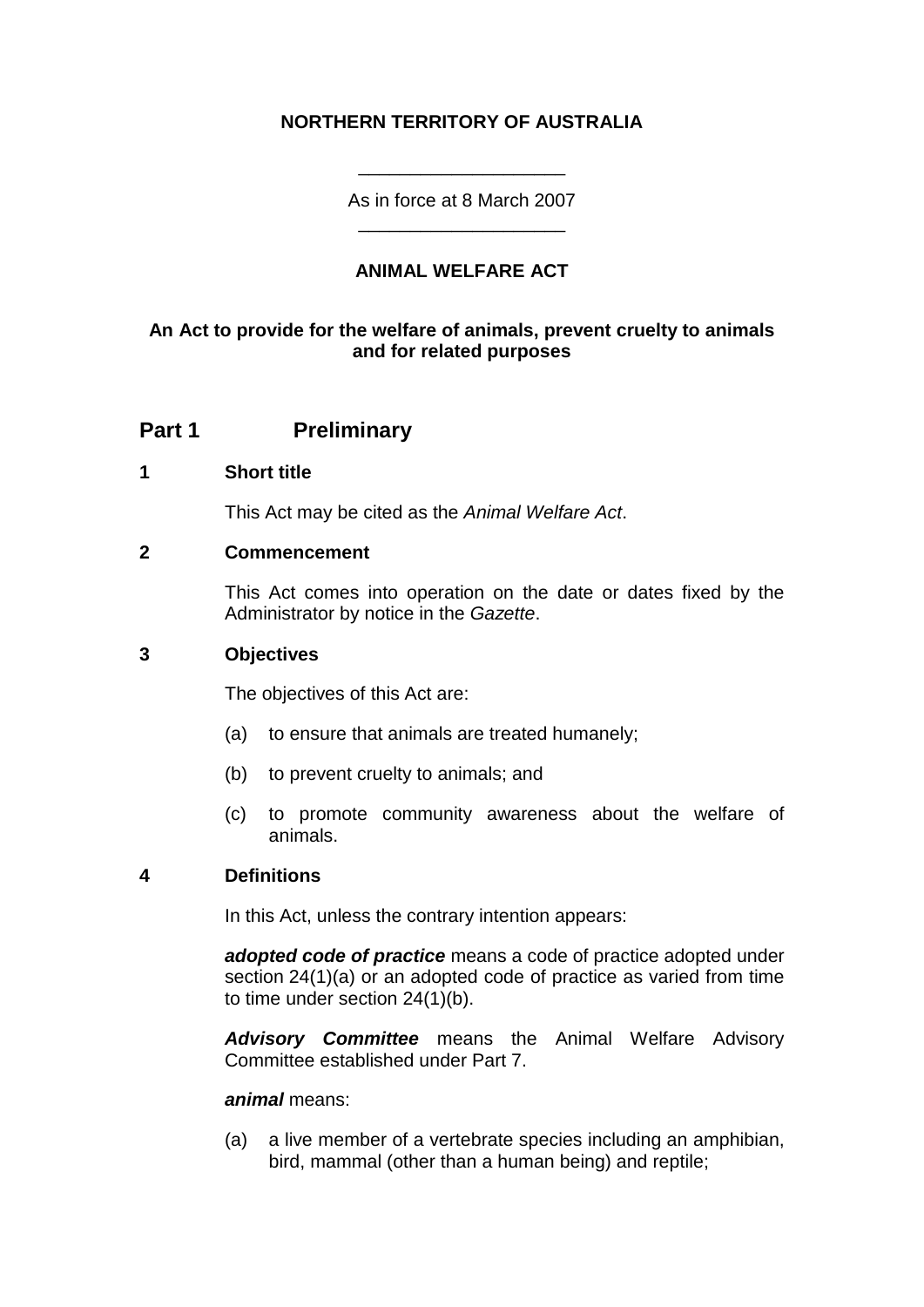**NORTHERN TERRITORY OF AUSTRALIA**

\_\_\_\_\_\_\_\_\_\_\_\_\_\_\_\_\_\_\_\_

As in force at 8 March 2007

\_\_\_\_\_\_\_\_\_\_\_\_\_\_\_\_\_\_\_\_

**ANIMAL WELFARE ACT**

**An Act to provide for the welfare of animals, prevent cruelty to animals and for related purposes**

## Part 1 Preliminary

### 1 Short title

This Act may be cited as the *Animal Welfare Act*.

### 2 Commencement

This Act comes into operation on the date or dates fixed by the Administrator by notice in the *Gazette*.

### 3 Objectives

The objectives of this Act are:

(a) to ensure that animals are treated humanely;

(b) to prevent cruelty to animals; and

(c) to promote community awareness about the welfare of animals.

### 4 Definitions

In this Act, unless the contrary intention appears:

***adopted code of practice*** means a code of practice adopted under section 24(1)(a) or an adopted code of practice as varied from time to time under section 24(1)(b).

***Advisory Committee*** means the Animal Welfare Advisory Committee established under Part 7.

***animal*** means:

(a) a live member of a vertebrate species including an amphibian, bird, mammal (other than a human being) and reptile;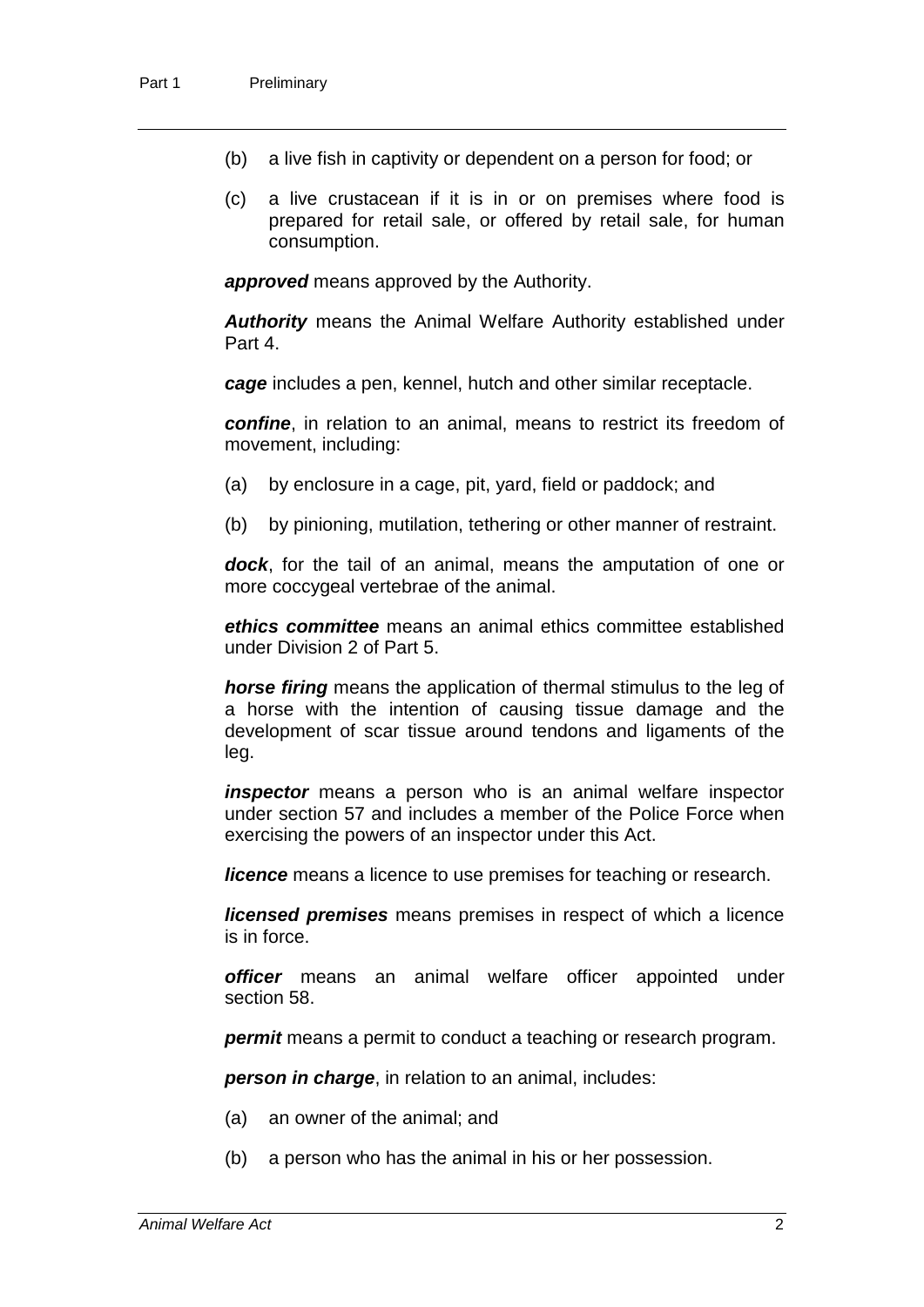(b) a live fish in captivity or dependent on a person for food; or

(c) a live crustacean if it is in or on premises where food is prepared for retail sale, or offered by retail sale, for human consumption.

***approved*** means approved by the Authority.

***Authority*** means the Animal Welfare Authority established under Part 4.

***cage*** includes a pen, kennel, hutch and other similar receptacle.

***confine***, in relation to an animal, means to restrict its freedom of movement, including:

(a) by enclosure in a cage, pit, yard, field or paddock; and

(b) by pinioning, mutilation, tethering or other manner of restraint.

***dock***, for the tail of an animal, means the amputation of one or more coccygeal vertebrae of the animal.

***ethics committee*** means an animal ethics committee established under Division 2 of Part 5.

***horse firing*** means the application of thermal stimulus to the leg of a horse with the intention of causing tissue damage and the development of scar tissue around tendons and ligaments of the leg.

***inspector*** means a person who is an animal welfare inspector under section 57 and includes a member of the Police Force when exercising the powers of an inspector under this Act.

***licence*** means a licence to use premises for teaching or research.

***licensed premises*** means premises in respect of which a licence is in force.

***officer*** means an animal welfare officer appointed under section 58.

***permit*** means a permit to conduct a teaching or research program.

***person in charge***, in relation to an animal, includes:

(a) an owner of the animal; and

(b) a person who has the animal in his or her possession.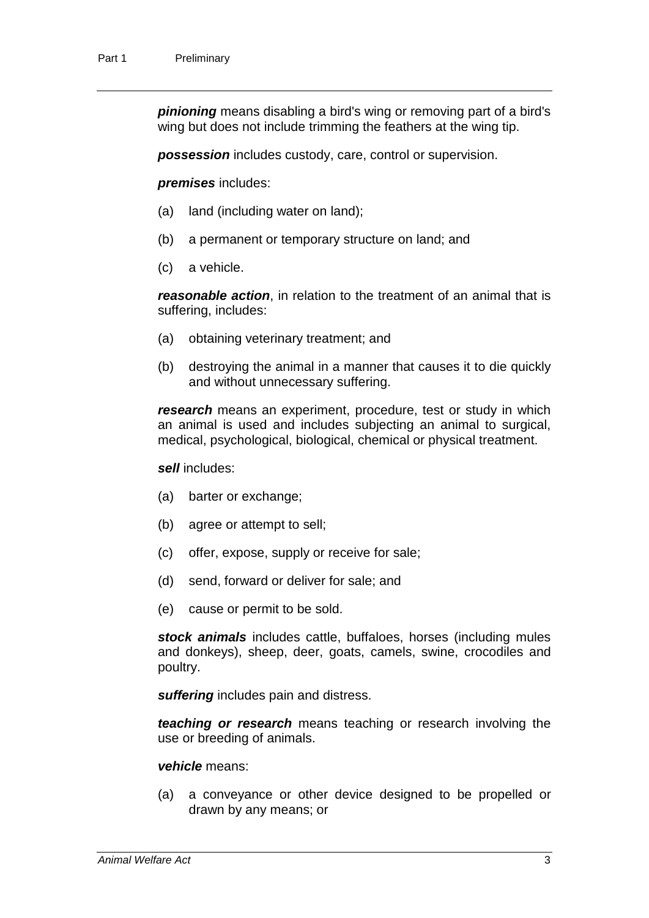***pinioning*** means disabling a bird's wing or removing part of a bird's wing but does not include trimming the feathers at the wing tip.

***possession*** includes custody, care, control or supervision.

***premises*** includes:

(a) land (including water on land);

(b) a permanent or temporary structure on land; and

(c) a vehicle.

***reasonable action***, in relation to the treatment of an animal that is suffering, includes:

(a) obtaining veterinary treatment; and

(b) destroying the animal in a manner that causes it to die quickly and without unnecessary suffering.

***research*** means an experiment, procedure, test or study in which an animal is used and includes subjecting an animal to surgical, medical, psychological, biological, chemical or physical treatment.

***sell*** includes:

(a) barter or exchange;

(b) agree or attempt to sell;

(c) offer, expose, supply or receive for sale;

(d) send, forward or deliver for sale; and

(e) cause or permit to be sold.

***stock animals*** includes cattle, buffaloes, horses (including mules and donkeys), sheep, deer, goats, camels, swine, crocodiles and poultry.

***suffering*** includes pain and distress.

***teaching or research*** means teaching or research involving the use or breeding of animals.

***vehicle*** means:

(a) a conveyance or other device designed to be propelled or drawn by any means; or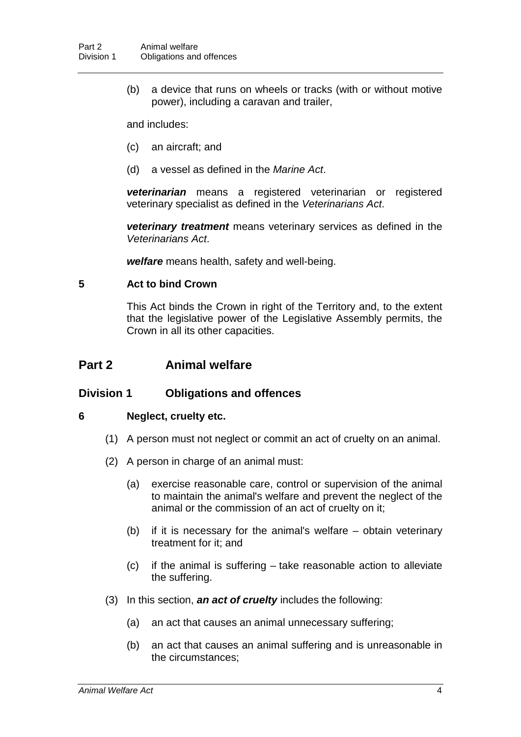(b) a device that runs on wheels or tracks (with or without motive power), including a caravan and trailer,

and includes:

(c) an aircraft; and

(d) a vessel as defined in the *Marine Act*.

***veterinarian*** means a registered veterinarian or registered veterinary specialist as defined in the *Veterinarians Act*.

***veterinary treatment*** means veterinary services as defined in the *Veterinarians Act*.

***welfare*** means health, safety and well-being.

### 5 Act to bind Crown

This Act binds the Crown in right of the Territory and, to the extent that the legislative power of the Legislative Assembly permits, the Crown in all its other capacities.

## Part 2 Animal welfare

### Division 1 Obligations and offences

### 6 Neglect, cruelty etc.

(1) A person must not neglect or commit an act of cruelty on an animal.

(2) A person in charge of an animal must:

(a) exercise reasonable care, control or supervision of the animal to maintain the animal's welfare and prevent the neglect of the animal or the commission of an act of cruelty on it;

(b) if it is necessary for the animal's welfare – obtain veterinary treatment for it; and

(c) if the animal is suffering – take reasonable action to alleviate the suffering.

(3) In this section, ***an act of cruelty*** includes the following:

(a) an act that causes an animal unnecessary suffering;

(b) an act that causes an animal suffering and is unreasonable in the circumstances;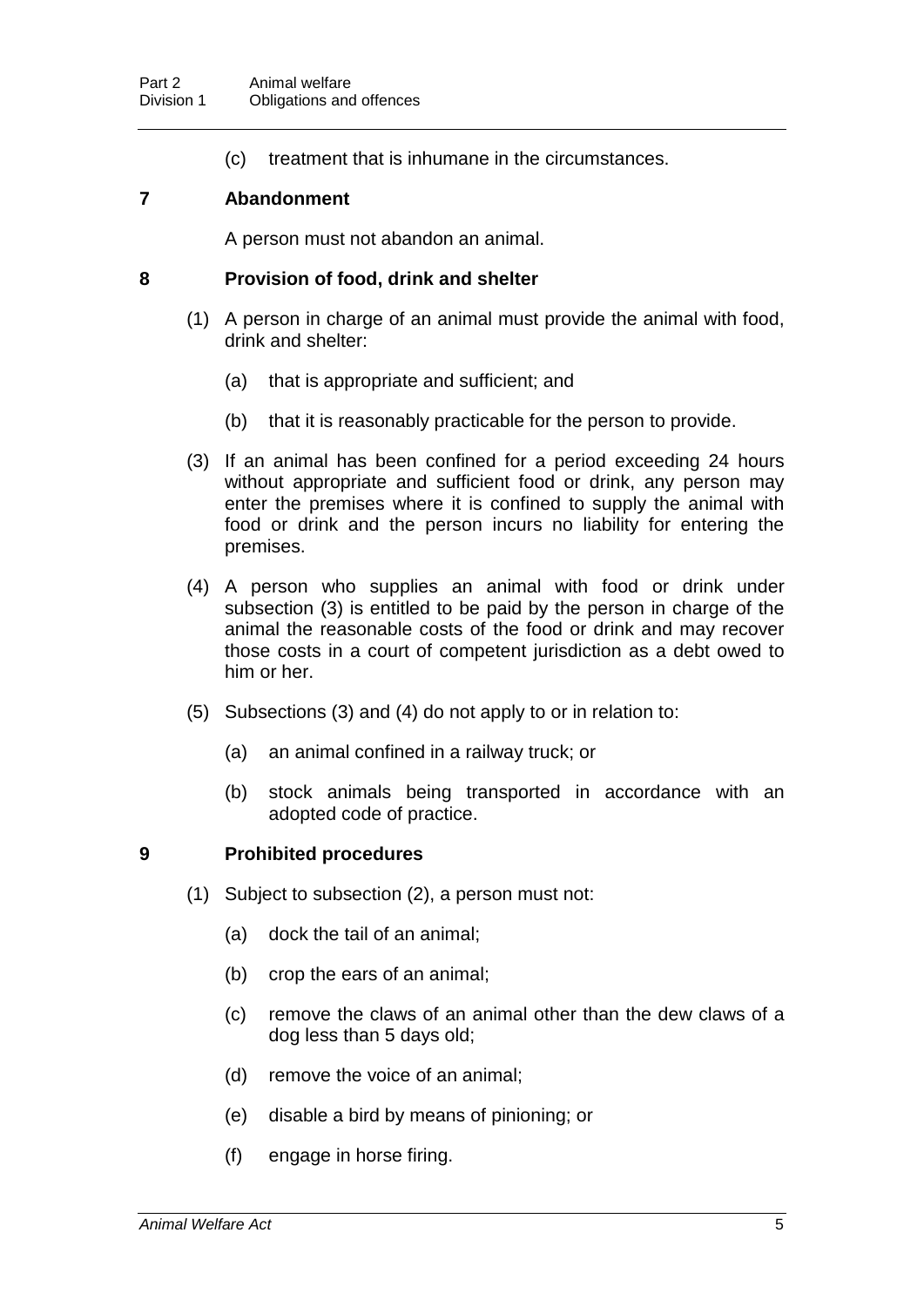(c) treatment that is inhumane in the circumstances.

### 7 Abandonment

A person must not abandon an animal.

### 8 Provision of food, drink and shelter

(1) A person in charge of an animal must provide the animal with food, drink and shelter:

(a) that is appropriate and sufficient; and

(b) that it is reasonably practicable for the person to provide.

(3) If an animal has been confined for a period exceeding 24 hours without appropriate and sufficient food or drink, any person may enter the premises where it is confined to supply the animal with food or drink and the person incurs no liability for entering the premises.

(4) A person who supplies an animal with food or drink under subsection (3) is entitled to be paid by the person in charge of the animal the reasonable costs of the food or drink and may recover those costs in a court of competent jurisdiction as a debt owed to him or her.

(5) Subsections (3) and (4) do not apply to or in relation to:

(a) an animal confined in a railway truck; or

(b) stock animals being transported in accordance with an adopted code of practice.

### 9 Prohibited procedures

(1) Subject to subsection (2), a person must not:

(a) dock the tail of an animal;

(b) crop the ears of an animal;

(c) remove the claws of an animal other than the dew claws of a dog less than 5 days old;

(d) remove the voice of an animal;

(e) disable a bird by means of pinioning; or

(f) engage in horse firing.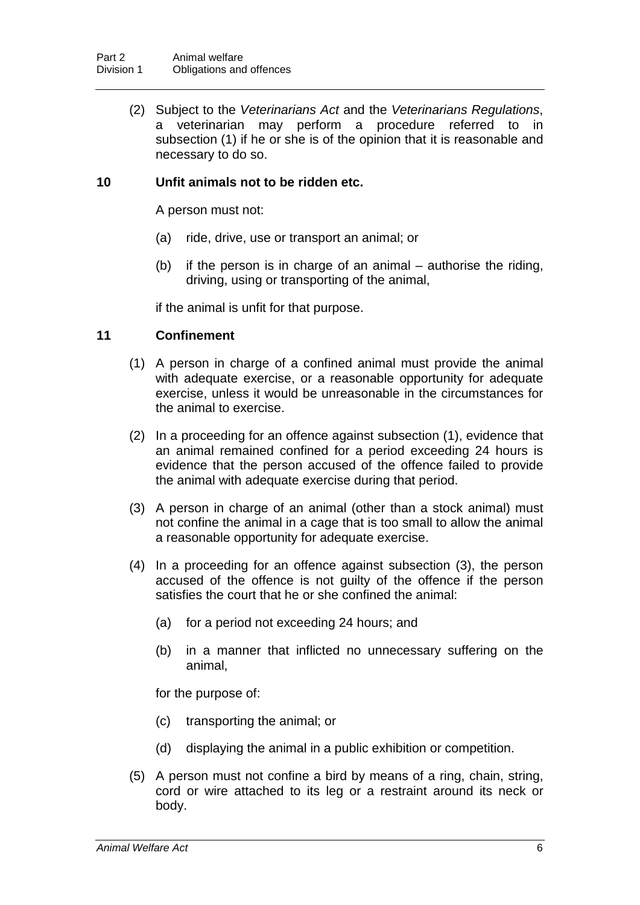(2) Subject to the *Veterinarians Act* and the *Veterinarians Regulations*, a veterinarian may perform a procedure referred to in subsection (1) if he or she is of the opinion that it is reasonable and necessary to do so.

### 10 Unfit animals not to be ridden etc.

A person must not:

(a) ride, drive, use or transport an animal; or

(b) if the person is in charge of an animal – authorise the riding, driving, using or transporting of the animal,

if the animal is unfit for that purpose.

### 11 Confinement

(1) A person in charge of a confined animal must provide the animal with adequate exercise, or a reasonable opportunity for adequate exercise, unless it would be unreasonable in the circumstances for the animal to exercise.

(2) In a proceeding for an offence against subsection (1), evidence that an animal remained confined for a period exceeding 24 hours is evidence that the person accused of the offence failed to provide the animal with adequate exercise during that period.

(3) A person in charge of an animal (other than a stock animal) must not confine the animal in a cage that is too small to allow the animal a reasonable opportunity for adequate exercise.

(4) In a proceeding for an offence against subsection (3), the person accused of the offence is not guilty of the offence if the person satisfies the court that he or she confined the animal:

(a) for a period not exceeding 24 hours; and

(b) in a manner that inflicted no unnecessary suffering on the animal,

for the purpose of:

(c) transporting the animal; or

(d) displaying the animal in a public exhibition or competition.

(5) A person must not confine a bird by means of a ring, chain, string, cord or wire attached to its leg or a restraint around its neck or body.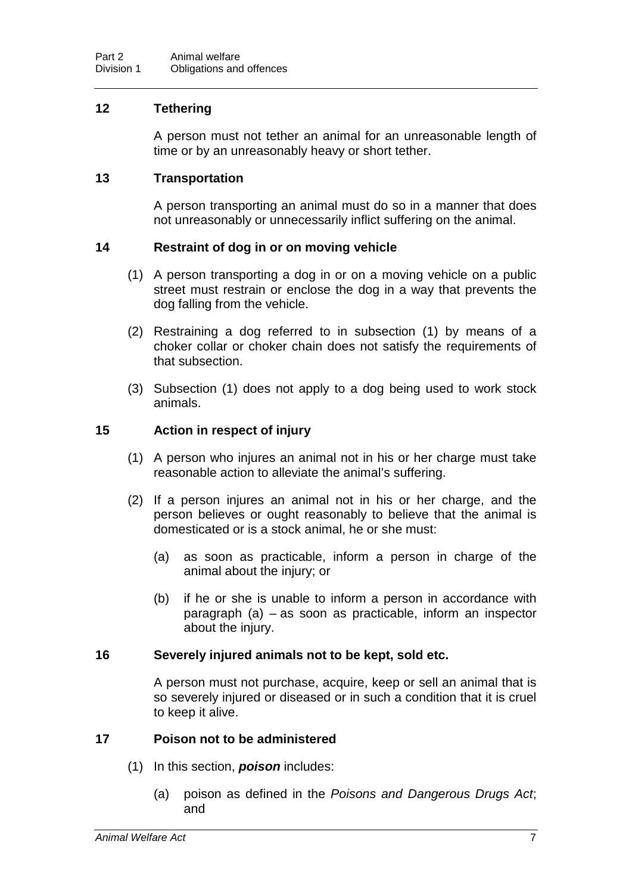### 12 Tethering

A person must not tether an animal for an unreasonable length of time or by an unreasonably heavy or short tether.

### 13 Transportation

A person transporting an animal must do so in a manner that does not unreasonably or unnecessarily inflict suffering on the animal.

### 14 Restraint of dog in or on moving vehicle

(1) A person transporting a dog in or on a moving vehicle on a public street must restrain or enclose the dog in a way that prevents the dog falling from the vehicle.

(2) Restraining a dog referred to in subsection (1) by means of a choker collar or choker chain does not satisfy the requirements of that subsection.

(3) Subsection (1) does not apply to a dog being used to work stock animals.

### 15 Action in respect of injury

(1) A person who injures an animal not in his or her charge must take reasonable action to alleviate the animal's suffering.

(2) If a person injures an animal not in his or her charge, and the person believes or ought reasonably to believe that the animal is domesticated or is a stock animal, he or she must:

(a) as soon as practicable, inform a person in charge of the animal about the injury; or

(b) if he or she is unable to inform a person in accordance with paragraph (a) – as soon as practicable, inform an inspector about the injury.

### 16 Severely injured animals not to be kept, sold etc.

A person must not purchase, acquire, keep or sell an animal that is so severely injured or diseased or in such a condition that it is cruel to keep it alive.

### 17 Poison not to be administered

(1) In this section, ***poison*** includes:

(a) poison as defined in the *Poisons and Dangerous Drugs Act*; and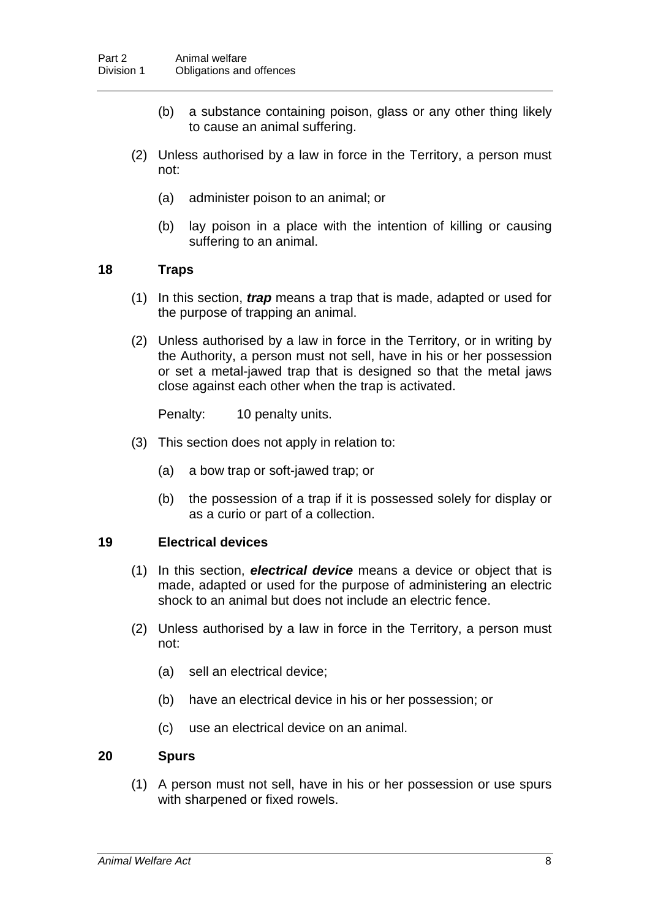(b) a substance containing poison, glass or any other thing likely to cause an animal suffering.

(2) Unless authorised by a law in force in the Territory, a person must not:

(a) administer poison to an animal; or

(b) lay poison in a place with the intention of killing or causing suffering to an animal.

## 18 Traps

(1) In this section, ***trap*** means a trap that is made, adapted or used for the purpose of trapping an animal.

(2) Unless authorised by a law in force in the Territory, or in writing by the Authority, a person must not sell, have in his or her possession or set a metal-jawed trap that is designed so that the metal jaws close against each other when the trap is activated.

Penalty: 10 penalty units.

(3) This section does not apply in relation to:

(a) a bow trap or soft-jawed trap; or

(b) the possession of a trap if it is possessed solely for display or as a curio or part of a collection.

## 19 Electrical devices

(1) In this section, ***electrical device*** means a device or object that is made, adapted or used for the purpose of administering an electric shock to an animal but does not include an electric fence.

(2) Unless authorised by a law in force in the Territory, a person must not:

(a) sell an electrical device;

(b) have an electrical device in his or her possession; or

(c) use an electrical device on an animal.

## 20 Spurs

(1) A person must not sell, have in his or her possession or use spurs with sharpened or fixed rowels.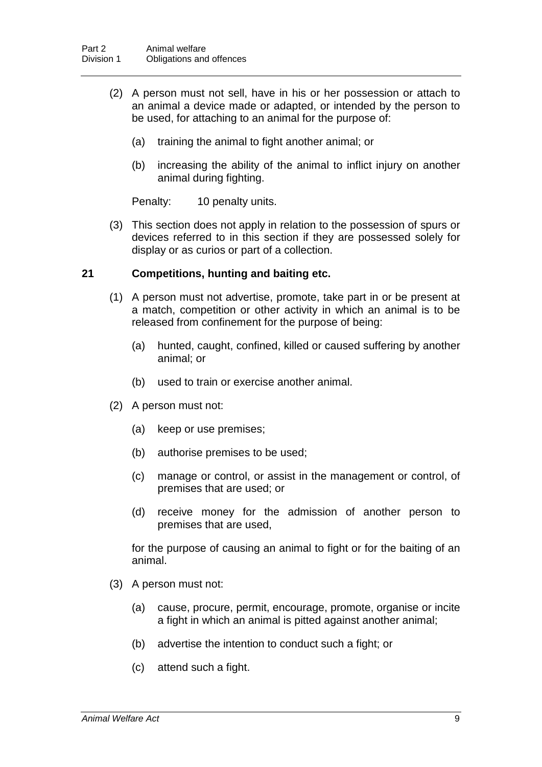(2) A person must not sell, have in his or her possession or attach to an animal a device made or adapted, or intended by the person to be used, for attaching to an animal for the purpose of:

(a) training the animal to fight another animal; or

(b) increasing the ability of the animal to inflict injury on another animal during fighting.

Penalty: 10 penalty units.

(3) This section does not apply in relation to the possession of spurs or devices referred to in this section if they are possessed solely for display or as curios or part of a collection.

### 21 Competitions, hunting and baiting etc.

(1) A person must not advertise, promote, take part in or be present at a match, competition or other activity in which an animal is to be released from confinement for the purpose of being:

(a) hunted, caught, confined, killed or caused suffering by another animal; or

(b) used to train or exercise another animal.

(2) A person must not:

(a) keep or use premises;

(b) authorise premises to be used;

(c) manage or control, or assist in the management or control, of premises that are used; or

(d) receive money for the admission of another person to premises that are used,

for the purpose of causing an animal to fight or for the baiting of an animal.

(3) A person must not:

(a) cause, procure, permit, encourage, promote, organise or incite a fight in which an animal is pitted against another animal;

(b) advertise the intention to conduct such a fight; or

(c) attend such a fight.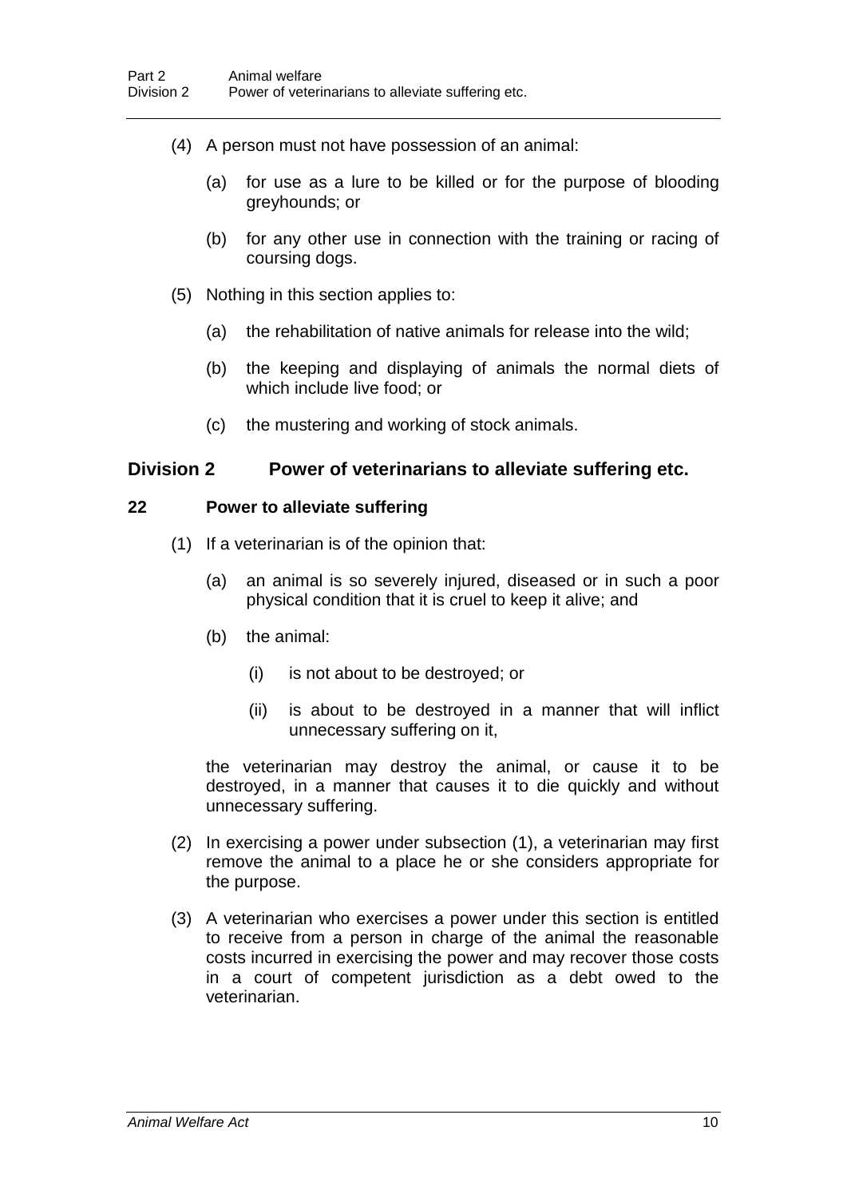(4) A person must not have possession of an animal:

(a) for use as a lure to be killed or for the purpose of blooding greyhounds; or

(b) for any other use in connection with the training or racing of coursing dogs.

(5) Nothing in this section applies to:

(a) the rehabilitation of native animals for release into the wild;

(b) the keeping and displaying of animals the normal diets of which include live food; or

(c) the mustering and working of stock animals.

## Division 2 Power of veterinarians to alleviate suffering etc.

### 22 Power to alleviate suffering

(1) If a veterinarian is of the opinion that:

(a) an animal is so severely injured, diseased or in such a poor physical condition that it is cruel to keep it alive; and

(b) the animal:

(i) is not about to be destroyed; or

(ii) is about to be destroyed in a manner that will inflict unnecessary suffering on it,

the veterinarian may destroy the animal, or cause it to be destroyed, in a manner that causes it to die quickly and without unnecessary suffering.

(2) In exercising a power under subsection (1), a veterinarian may first remove the animal to a place he or she considers appropriate for the purpose.

(3) A veterinarian who exercises a power under this section is entitled to receive from a person in charge of the animal the reasonable costs incurred in exercising the power and may recover those costs in a court of competent jurisdiction as a debt owed to the veterinarian.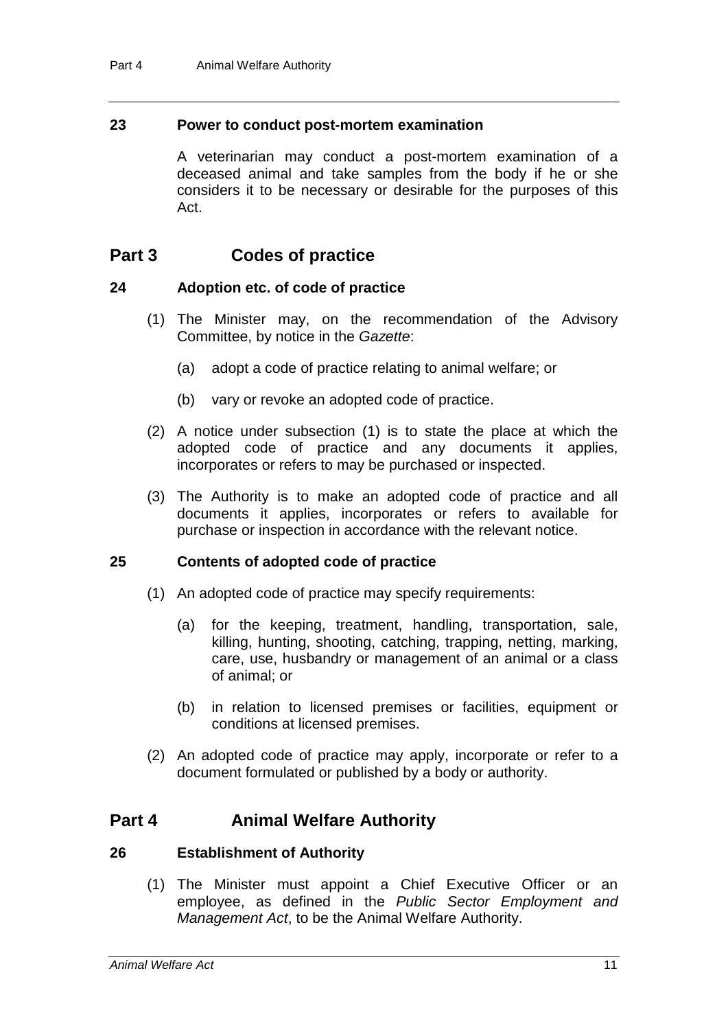### 23 Power to conduct post-mortem examination

A veterinarian may conduct a post-mortem examination of a deceased animal and take samples from the body if he or she considers it to be necessary or desirable for the purposes of this Act.

## Part 3 Codes of practice

### 24 Adoption etc. of code of practice

(1) The Minister may, on the recommendation of the Advisory Committee, by notice in the *Gazette*:

(a) adopt a code of practice relating to animal welfare; or

(b) vary or revoke an adopted code of practice.

(2) A notice under subsection (1) is to state the place at which the adopted code of practice and any documents it applies, incorporates or refers to may be purchased or inspected.

(3) The Authority is to make an adopted code of practice and all documents it applies, incorporates or refers to available for purchase or inspection in accordance with the relevant notice.

### 25 Contents of adopted code of practice

(1) An adopted code of practice may specify requirements:

(a) for the keeping, treatment, handling, transportation, sale, killing, hunting, shooting, catching, trapping, netting, marking, care, use, husbandry or management of an animal or a class of animal; or

(b) in relation to licensed premises or facilities, equipment or conditions at licensed premises.

(2) An adopted code of practice may apply, incorporate or refer to a document formulated or published by a body or authority.

## Part 4 Animal Welfare Authority

### 26 Establishment of Authority

(1) The Minister must appoint a Chief Executive Officer or an employee, as defined in the *Public Sector Employment and Management Act*, to be the Animal Welfare Authority.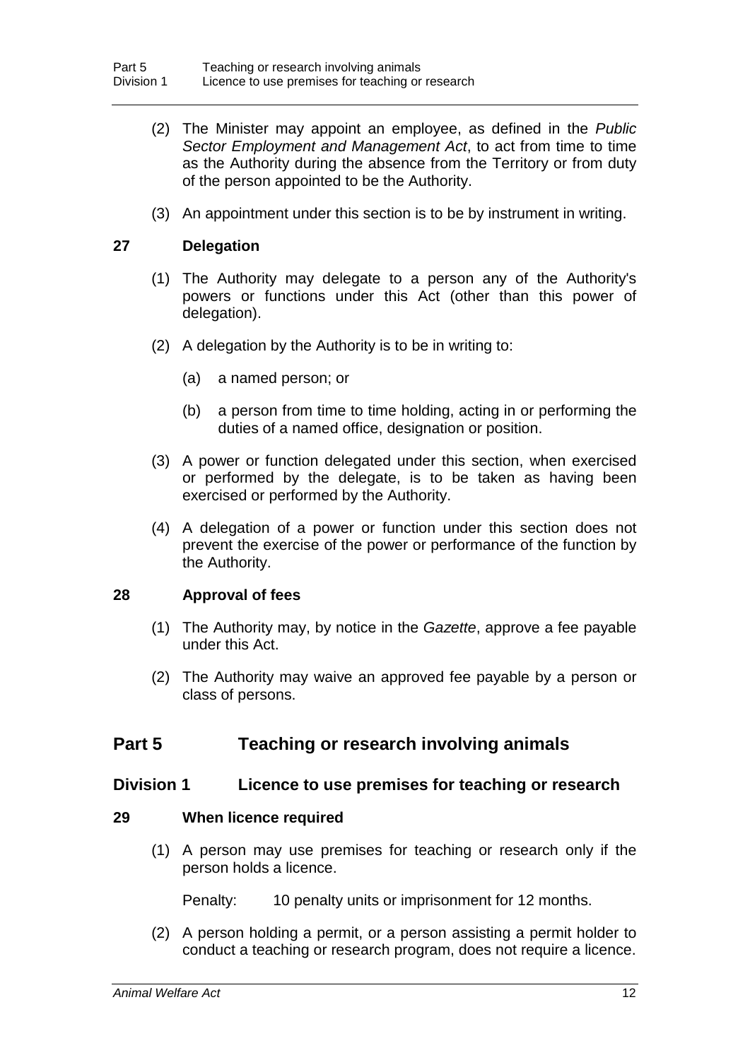(2) The Minister may appoint an employee, as defined in the *Public Sector Employment and Management Act*, to act from time to time as the Authority during the absence from the Territory or from duty of the person appointed to be the Authority.

(3) An appointment under this section is to be by instrument in writing.

### 27 Delegation

(1) The Authority may delegate to a person any of the Authority's powers or functions under this Act (other than this power of delegation).

(2) A delegation by the Authority is to be in writing to:

(a) a named person; or

(b) a person from time to time holding, acting in or performing the duties of a named office, designation or position.

(3) A power or function delegated under this section, when exercised or performed by the delegate, is to be taken as having been exercised or performed by the Authority.

(4) A delegation of a power or function under this section does not prevent the exercise of the power or performance of the function by the Authority.

### 28 Approval of fees

(1) The Authority may, by notice in the *Gazette*, approve a fee payable under this Act.

(2) The Authority may waive an approved fee payable by a person or class of persons.

# Part 5 Teaching or research involving animals

## Division 1 Licence to use premises for teaching or research

### 29 When licence required

(1) A person may use premises for teaching or research only if the person holds a licence.

Penalty: 10 penalty units or imprisonment for 12 months.

(2) A person holding a permit, or a person assisting a permit holder to conduct a teaching or research program, does not require a licence.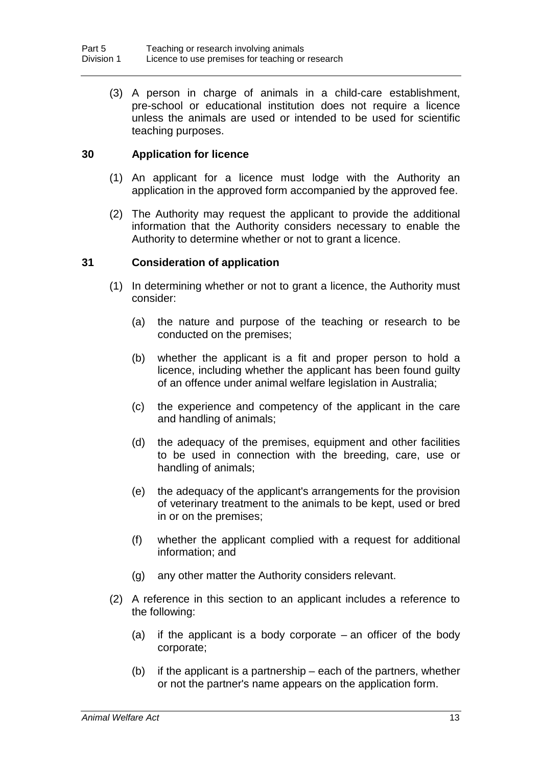(3) A person in charge of animals in a child-care establishment, pre-school or educational institution does not require a licence unless the animals are used or intended to be used for scientific teaching purposes.

### 30 Application for licence

(1) An applicant for a licence must lodge with the Authority an application in the approved form accompanied by the approved fee.

(2) The Authority may request the applicant to provide the additional information that the Authority considers necessary to enable the Authority to determine whether or not to grant a licence.

### 31 Consideration of application

(1) In determining whether or not to grant a licence, the Authority must consider:

(a) the nature and purpose of the teaching or research to be conducted on the premises;

(b) whether the applicant is a fit and proper person to hold a licence, including whether the applicant has been found guilty of an offence under animal welfare legislation in Australia;

(c) the experience and competency of the applicant in the care and handling of animals;

(d) the adequacy of the premises, equipment and other facilities to be used in connection with the breeding, care, use or handling of animals;

(e) the adequacy of the applicant's arrangements for the provision of veterinary treatment to the animals to be kept, used or bred in or on the premises;

(f) whether the applicant complied with a request for additional information; and

(g) any other matter the Authority considers relevant.

(2) A reference in this section to an applicant includes a reference to the following:

(a) if the applicant is a body corporate – an officer of the body corporate;

(b) if the applicant is a partnership – each of the partners, whether or not the partner's name appears on the application form.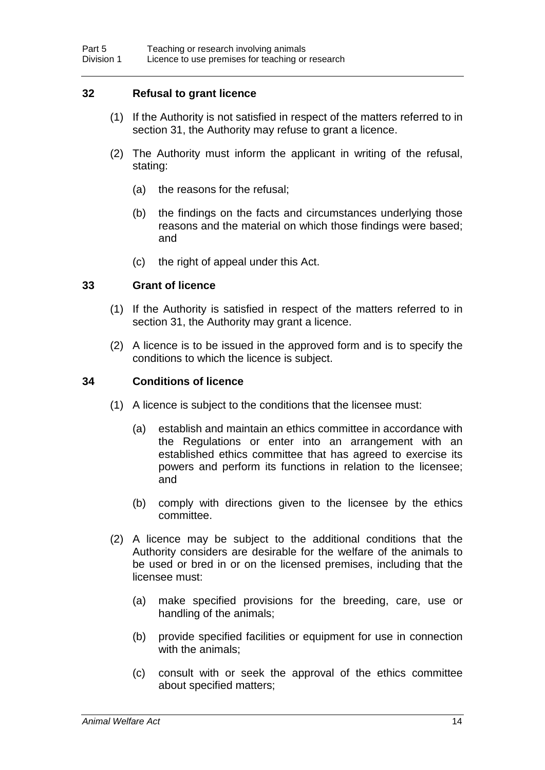### 32 Refusal to grant licence

(1) If the Authority is not satisfied in respect of the matters referred to in section 31, the Authority may refuse to grant a licence.

(2) The Authority must inform the applicant in writing of the refusal, stating:

(a) the reasons for the refusal;

(b) the findings on the facts and circumstances underlying those reasons and the material on which those findings were based; and

(c) the right of appeal under this Act.

### 33 Grant of licence

(1) If the Authority is satisfied in respect of the matters referred to in section 31, the Authority may grant a licence.

(2) A licence is to be issued in the approved form and is to specify the conditions to which the licence is subject.

### 34 Conditions of licence

(1) A licence is subject to the conditions that the licensee must:

(a) establish and maintain an ethics committee in accordance with the Regulations or enter into an arrangement with an established ethics committee that has agreed to exercise its powers and perform its functions in relation to the licensee; and

(b) comply with directions given to the licensee by the ethics committee.

(2) A licence may be subject to the additional conditions that the Authority considers are desirable for the welfare of the animals to be used or bred in or on the licensed premises, including that the licensee must:

(a) make specified provisions for the breeding, care, use or handling of the animals;

(b) provide specified facilities or equipment for use in connection with the animals;

(c) consult with or seek the approval of the ethics committee about specified matters;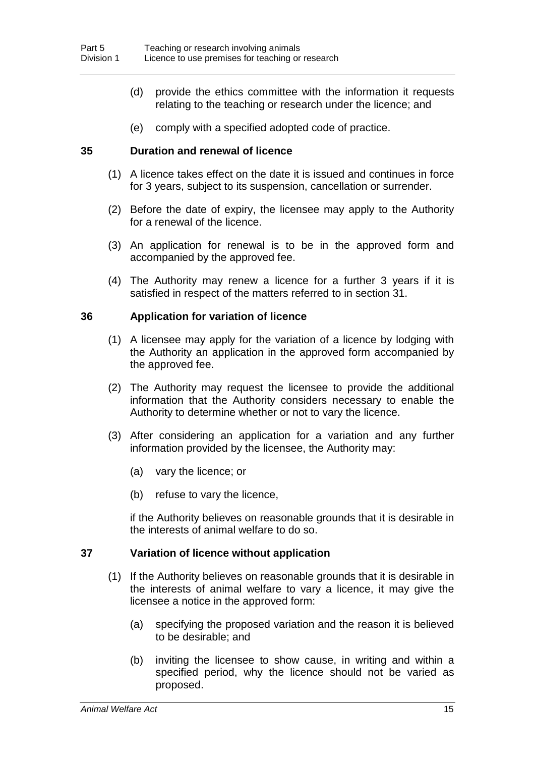(d) provide the ethics committee with the information it requests relating to the teaching or research under the licence; and

(e) comply with a specified adopted code of practice.

### 35 Duration and renewal of licence

(1) A licence takes effect on the date it is issued and continues in force for 3 years, subject to its suspension, cancellation or surrender.

(2) Before the date of expiry, the licensee may apply to the Authority for a renewal of the licence.

(3) An application for renewal is to be in the approved form and accompanied by the approved fee.

(4) The Authority may renew a licence for a further 3 years if it is satisfied in respect of the matters referred to in section 31.

### 36 Application for variation of licence

(1) A licensee may apply for the variation of a licence by lodging with the Authority an application in the approved form accompanied by the approved fee.

(2) The Authority may request the licensee to provide the additional information that the Authority considers necessary to enable the Authority to determine whether or not to vary the licence.

(3) After considering an application for a variation and any further information provided by the licensee, the Authority may:

(a) vary the licence; or

(b) refuse to vary the licence,

if the Authority believes on reasonable grounds that it is desirable in the interests of animal welfare to do so.

### 37 Variation of licence without application

(1) If the Authority believes on reasonable grounds that it is desirable in the interests of animal welfare to vary a licence, it may give the licensee a notice in the approved form:

(a) specifying the proposed variation and the reason it is believed to be desirable; and

(b) inviting the licensee to show cause, in writing and within a specified period, why the licence should not be varied as proposed.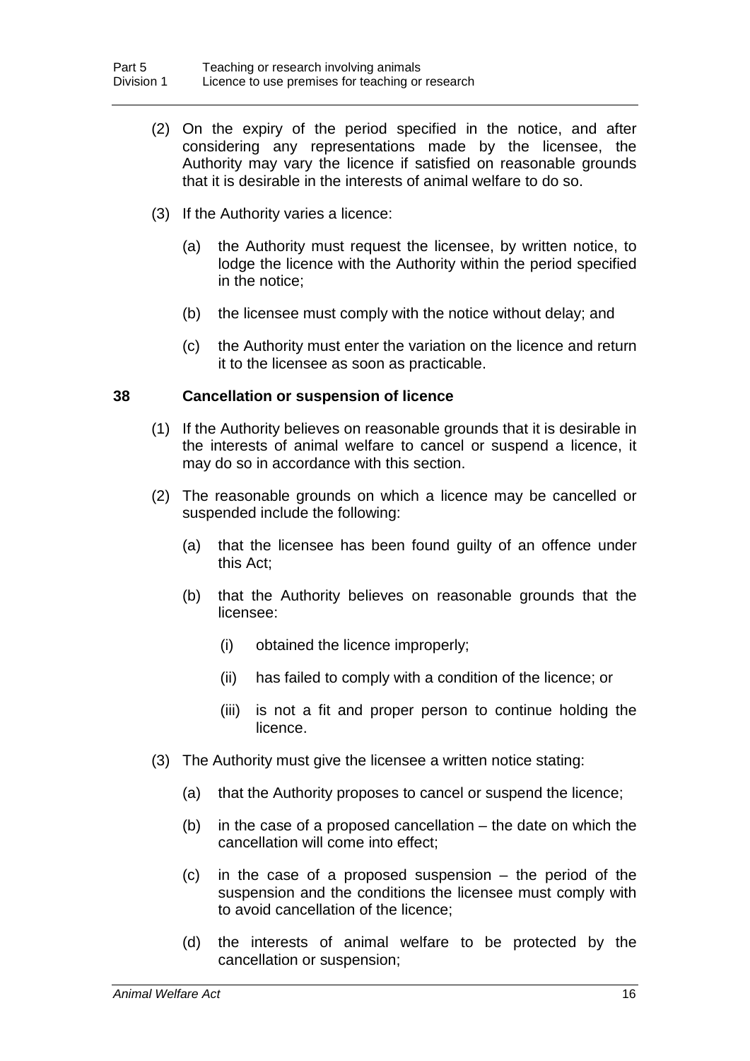(2) On the expiry of the period specified in the notice, and after considering any representations made by the licensee, the Authority may vary the licence if satisfied on reasonable grounds that it is desirable in the interests of animal welfare to do so.

(3) If the Authority varies a licence:

(a) the Authority must request the licensee, by written notice, to lodge the licence with the Authority within the period specified in the notice;

(b) the licensee must comply with the notice without delay; and

(c) the Authority must enter the variation on the licence and return it to the licensee as soon as practicable.

### 38 Cancellation or suspension of licence

(1) If the Authority believes on reasonable grounds that it is desirable in the interests of animal welfare to cancel or suspend a licence, it may do so in accordance with this section.

(2) The reasonable grounds on which a licence may be cancelled or suspended include the following:

(a) that the licensee has been found guilty of an offence under this Act;

(b) that the Authority believes on reasonable grounds that the licensee:

(i) obtained the licence improperly;

(ii) has failed to comply with a condition of the licence; or

(iii) is not a fit and proper person to continue holding the licence.

(3) The Authority must give the licensee a written notice stating:

(a) that the Authority proposes to cancel or suspend the licence;

(b) in the case of a proposed cancellation – the date on which the cancellation will come into effect;

(c) in the case of a proposed suspension – the period of the suspension and the conditions the licensee must comply with to avoid cancellation of the licence;

(d) the interests of animal welfare to be protected by the cancellation or suspension;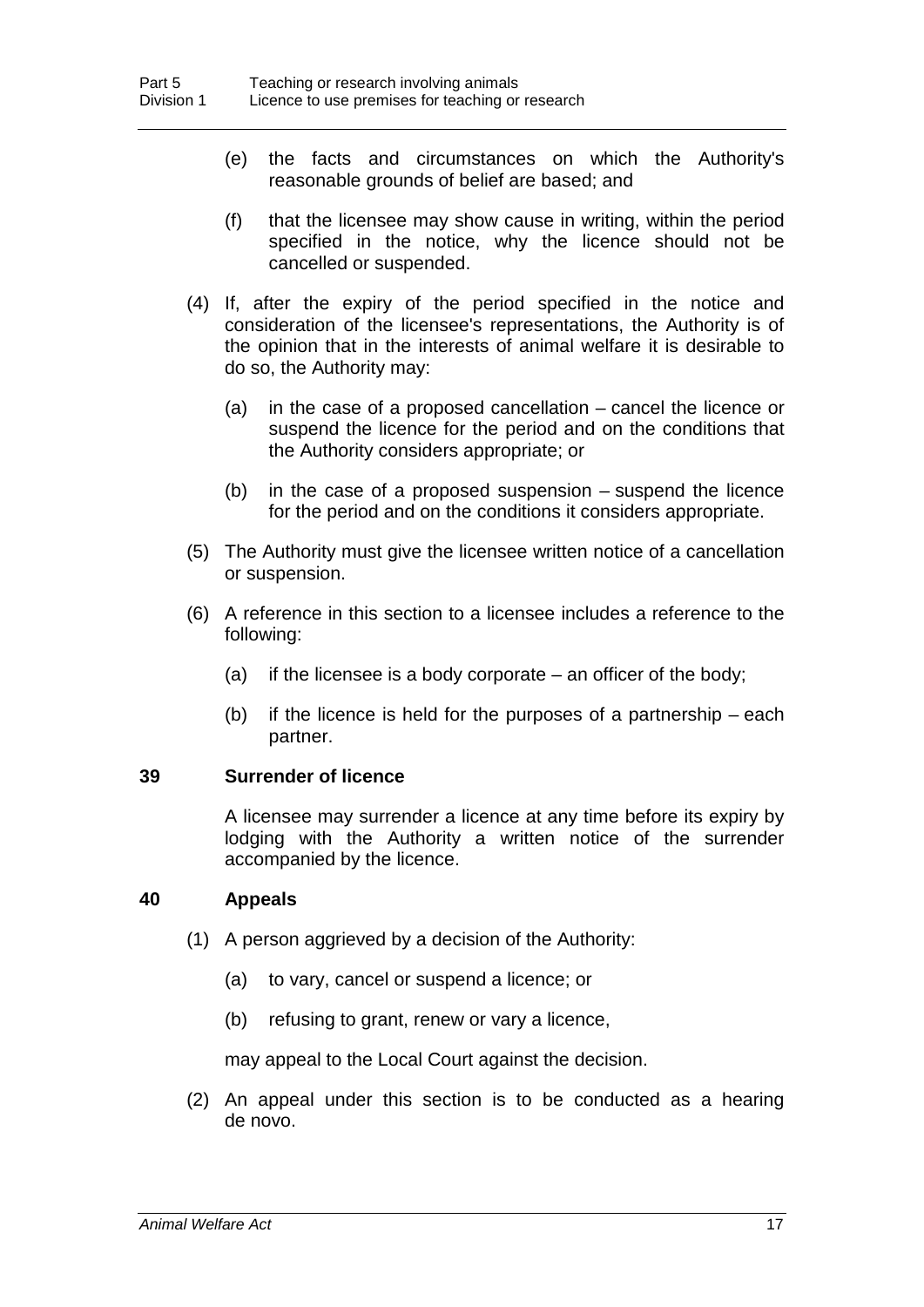(e) the facts and circumstances on which the Authority's reasonable grounds of belief are based; and

(f) that the licensee may show cause in writing, within the period specified in the notice, why the licence should not be cancelled or suspended.

(4) If, after the expiry of the period specified in the notice and consideration of the licensee's representations, the Authority is of the opinion that in the interests of animal welfare it is desirable to do so, the Authority may:

(a) in the case of a proposed cancellation – cancel the licence or suspend the licence for the period and on the conditions that the Authority considers appropriate; or

(b) in the case of a proposed suspension – suspend the licence for the period and on the conditions it considers appropriate.

(5) The Authority must give the licensee written notice of a cancellation or suspension.

(6) A reference in this section to a licensee includes a reference to the following:

(a) if the licensee is a body corporate – an officer of the body;

(b) if the licence is held for the purposes of a partnership – each partner.

### 39 Surrender of licence

A licensee may surrender a licence at any time before its expiry by lodging with the Authority a written notice of the surrender accompanied by the licence.

### 40 Appeals

(1) A person aggrieved by a decision of the Authority:

(a) to vary, cancel or suspend a licence; or

(b) refusing to grant, renew or vary a licence,

may appeal to the Local Court against the decision.

(2) An appeal under this section is to be conducted as a hearing de novo.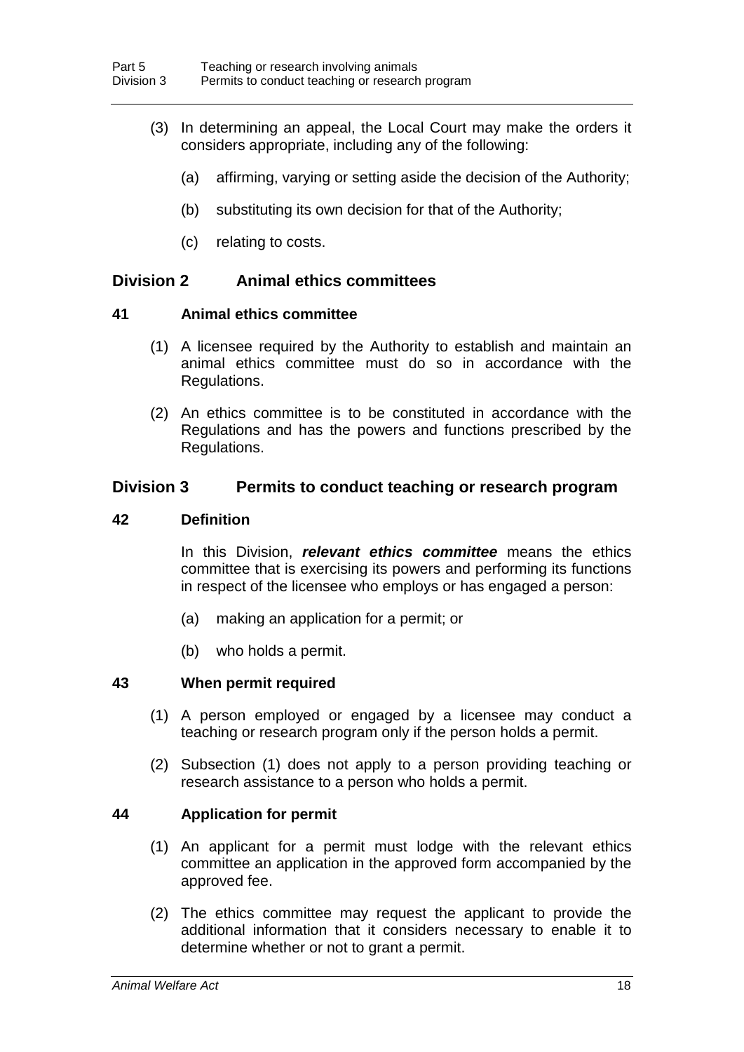(3) In determining an appeal, the Local Court may make the orders it considers appropriate, including any of the following:

(a) affirming, varying or setting aside the decision of the Authority;

(b) substituting its own decision for that of the Authority;

(c) relating to costs.

## Division 2 Animal ethics committees

### 41 Animal ethics committee

(1) A licensee required by the Authority to establish and maintain an animal ethics committee must do so in accordance with the Regulations.

(2) An ethics committee is to be constituted in accordance with the Regulations and has the powers and functions prescribed by the Regulations.

## Division 3 Permits to conduct teaching or research program

### 42 Definition

In this Division, ***relevant ethics committee*** means the ethics committee that is exercising its powers and performing its functions in respect of the licensee who employs or has engaged a person:

(a) making an application for a permit; or

(b) who holds a permit.

### 43 When permit required

(1) A person employed or engaged by a licensee may conduct a teaching or research program only if the person holds a permit.

(2) Subsection (1) does not apply to a person providing teaching or research assistance to a person who holds a permit.

### 44 Application for permit

(1) An applicant for a permit must lodge with the relevant ethics committee an application in the approved form accompanied by the approved fee.

(2) The ethics committee may request the applicant to provide the additional information that it considers necessary to enable it to determine whether or not to grant a permit.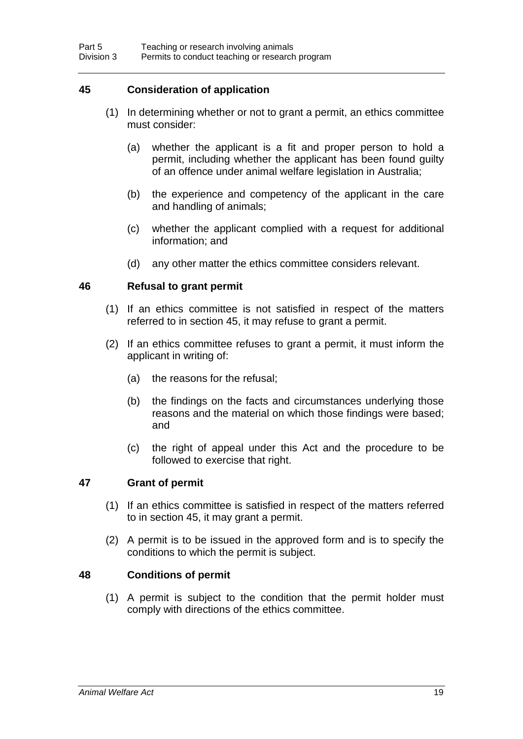### 45 Consideration of application

(1) In determining whether or not to grant a permit, an ethics committee must consider:

(a) whether the applicant is a fit and proper person to hold a permit, including whether the applicant has been found guilty of an offence under animal welfare legislation in Australia;

(b) the experience and competency of the applicant in the care and handling of animals;

(c) whether the applicant complied with a request for additional information; and

(d) any other matter the ethics committee considers relevant.

### 46 Refusal to grant permit

(1) If an ethics committee is not satisfied in respect of the matters referred to in section 45, it may refuse to grant a permit.

(2) If an ethics committee refuses to grant a permit, it must inform the applicant in writing of:

(a) the reasons for the refusal;

(b) the findings on the facts and circumstances underlying those reasons and the material on which those findings were based; and

(c) the right of appeal under this Act and the procedure to be followed to exercise that right.

### 47 Grant of permit

(1) If an ethics committee is satisfied in respect of the matters referred to in section 45, it may grant a permit.

(2) A permit is to be issued in the approved form and is to specify the conditions to which the permit is subject.

### 48 Conditions of permit

(1) A permit is subject to the condition that the permit holder must comply with directions of the ethics committee.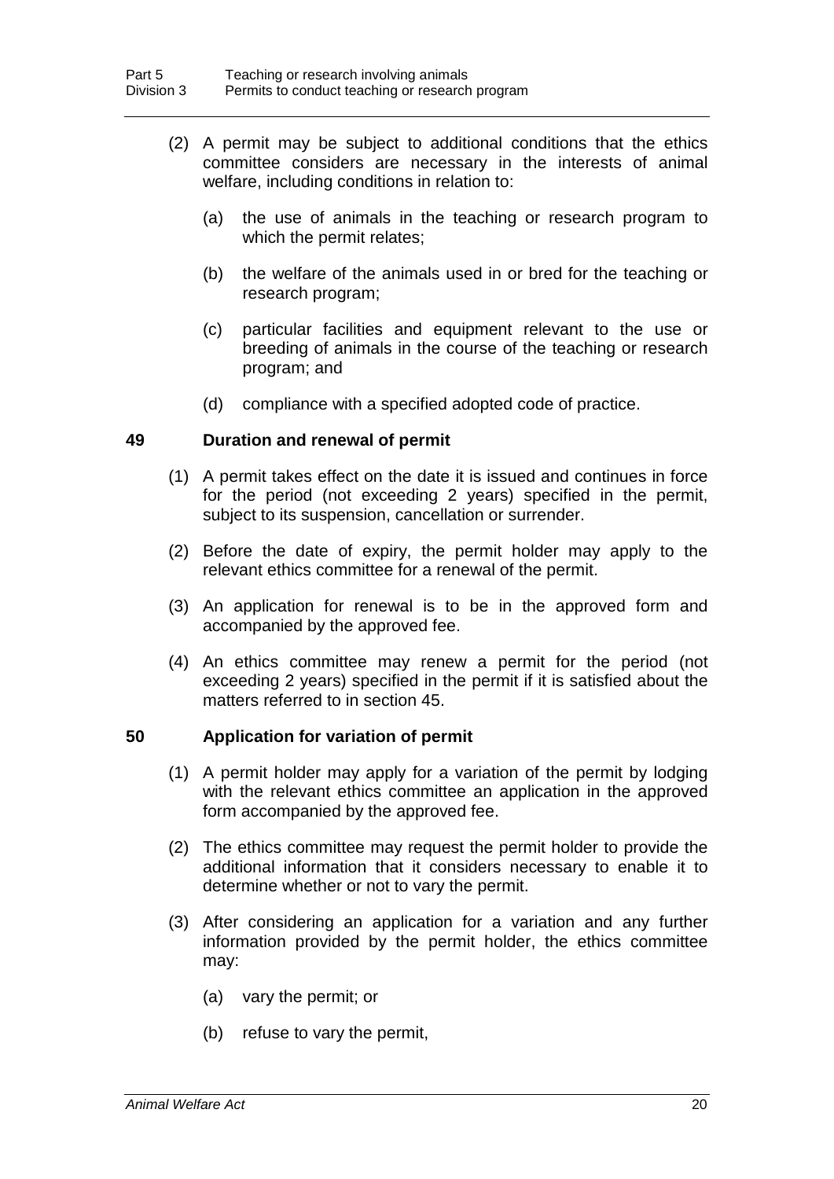(2) A permit may be subject to additional conditions that the ethics committee considers are necessary in the interests of animal welfare, including conditions in relation to:

(a) the use of animals in the teaching or research program to which the permit relates;

(b) the welfare of the animals used in or bred for the teaching or research program;

(c) particular facilities and equipment relevant to the use or breeding of animals in the course of the teaching or research program; and

(d) compliance with a specified adopted code of practice.

### 49 Duration and renewal of permit

(1) A permit takes effect on the date it is issued and continues in force for the period (not exceeding 2 years) specified in the permit, subject to its suspension, cancellation or surrender.

(2) Before the date of expiry, the permit holder may apply to the relevant ethics committee for a renewal of the permit.

(3) An application for renewal is to be in the approved form and accompanied by the approved fee.

(4) An ethics committee may renew a permit for the period (not exceeding 2 years) specified in the permit if it is satisfied about the matters referred to in section 45.

### 50 Application for variation of permit

(1) A permit holder may apply for a variation of the permit by lodging with the relevant ethics committee an application in the approved form accompanied by the approved fee.

(2) The ethics committee may request the permit holder to provide the additional information that it considers necessary to enable it to determine whether or not to vary the permit.

(3) After considering an application for a variation and any further information provided by the permit holder, the ethics committee may:

(a) vary the permit; or

(b) refuse to vary the permit,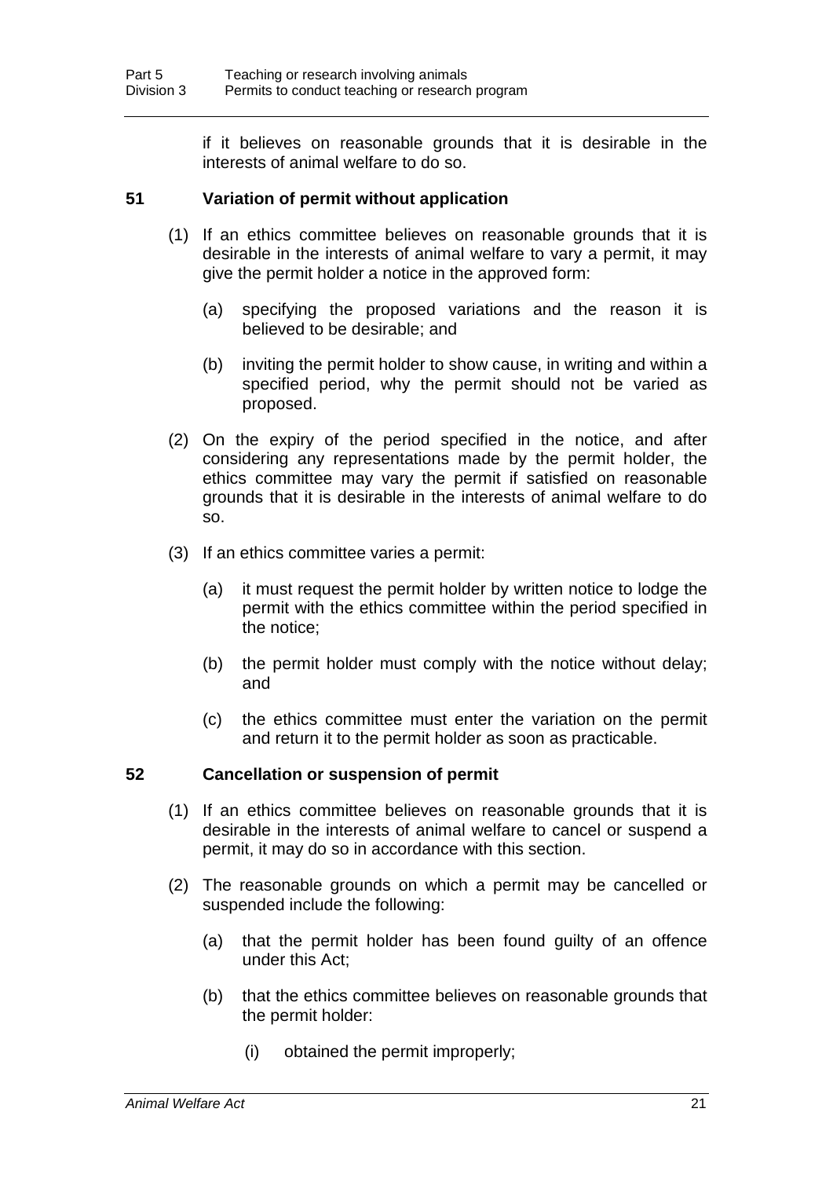if it believes on reasonable grounds that it is desirable in the interests of animal welfare to do so.

### 51 Variation of permit without application

(1) If an ethics committee believes on reasonable grounds that it is desirable in the interests of animal welfare to vary a permit, it may give the permit holder a notice in the approved form:

(a) specifying the proposed variations and the reason it is believed to be desirable; and

(b) inviting the permit holder to show cause, in writing and within a specified period, why the permit should not be varied as proposed.

(2) On the expiry of the period specified in the notice, and after considering any representations made by the permit holder, the ethics committee may vary the permit if satisfied on reasonable grounds that it is desirable in the interests of animal welfare to do so.

(3) If an ethics committee varies a permit:

(a) it must request the permit holder by written notice to lodge the permit with the ethics committee within the period specified in the notice;

(b) the permit holder must comply with the notice without delay; and

(c) the ethics committee must enter the variation on the permit and return it to the permit holder as soon as practicable.

### 52 Cancellation or suspension of permit

(1) If an ethics committee believes on reasonable grounds that it is desirable in the interests of animal welfare to cancel or suspend a permit, it may do so in accordance with this section.

(2) The reasonable grounds on which a permit may be cancelled or suspended include the following:

(a) that the permit holder has been found guilty of an offence under this Act;

(b) that the ethics committee believes on reasonable grounds that the permit holder:

(i) obtained the permit improperly;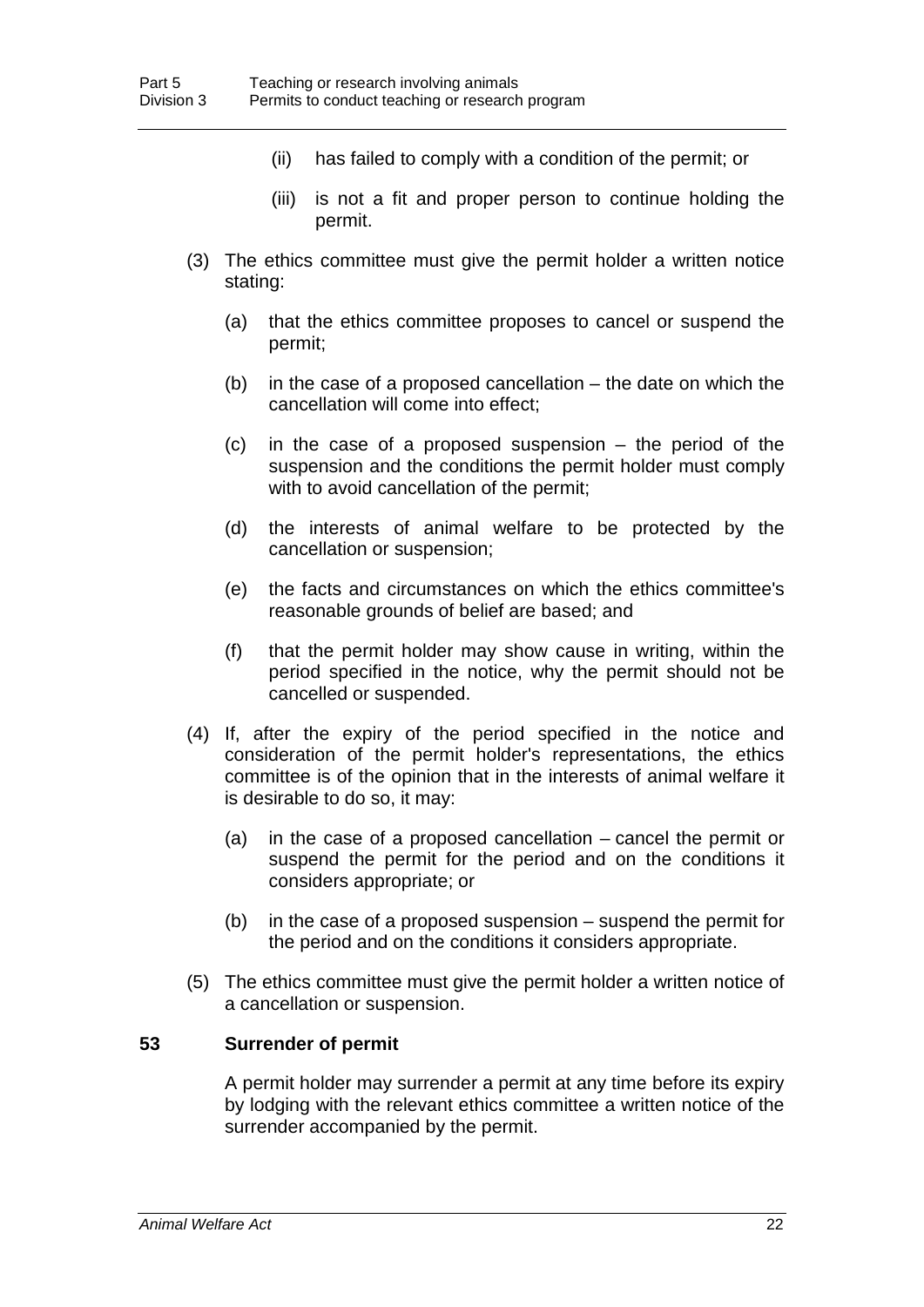(ii) has failed to comply with a condition of the permit; or

(iii) is not a fit and proper person to continue holding the permit.

(3) The ethics committee must give the permit holder a written notice stating:

(a) that the ethics committee proposes to cancel or suspend the permit;

(b) in the case of a proposed cancellation – the date on which the cancellation will come into effect;

(c) in the case of a proposed suspension – the period of the suspension and the conditions the permit holder must comply with to avoid cancellation of the permit;

(d) the interests of animal welfare to be protected by the cancellation or suspension;

(e) the facts and circumstances on which the ethics committee's reasonable grounds of belief are based; and

(f) that the permit holder may show cause in writing, within the period specified in the notice, why the permit should not be cancelled or suspended.

(4) If, after the expiry of the period specified in the notice and consideration of the permit holder's representations, the ethics committee is of the opinion that in the interests of animal welfare it is desirable to do so, it may:

(a) in the case of a proposed cancellation – cancel the permit or suspend the permit for the period and on the conditions it considers appropriate; or

(b) in the case of a proposed suspension – suspend the permit for the period and on the conditions it considers appropriate.

(5) The ethics committee must give the permit holder a written notice of a cancellation or suspension.

**53 Surrender of permit**

A permit holder may surrender a permit at any time before its expiry by lodging with the relevant ethics committee a written notice of the surrender accompanied by the permit.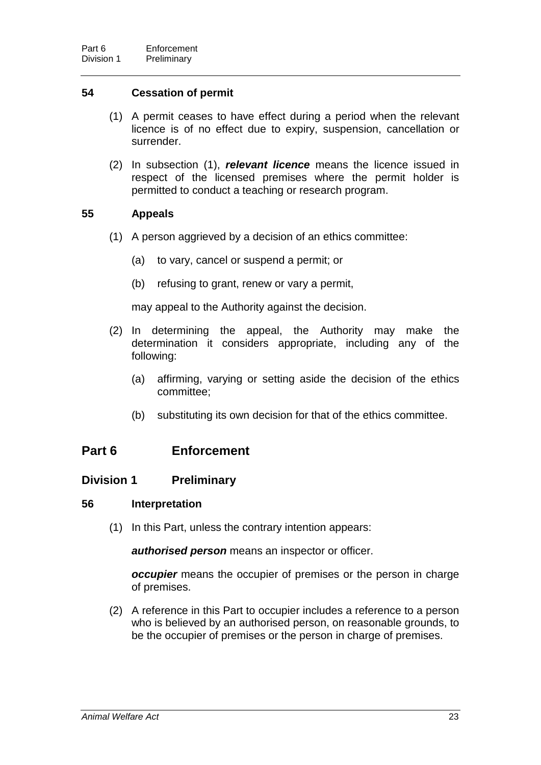### 54 Cessation of permit

(1) A permit ceases to have effect during a period when the relevant licence is of no effect due to expiry, suspension, cancellation or surrender.

(2) In subsection (1), ***relevant licence*** means the licence issued in respect of the licensed premises where the permit holder is permitted to conduct a teaching or research program.

### 55 Appeals

(1) A person aggrieved by a decision of an ethics committee:

(a) to vary, cancel or suspend a permit; or

(b) refusing to grant, renew or vary a permit,

may appeal to the Authority against the decision.

(2) In determining the appeal, the Authority may make the determination it considers appropriate, including any of the following:

(a) affirming, varying or setting aside the decision of the ethics committee;

(b) substituting its own decision for that of the ethics committee.

# Part 6 Enforcement

## Division 1 Preliminary

### 56 Interpretation

(1) In this Part, unless the contrary intention appears:

***authorised person*** means an inspector or officer.

***occupier*** means the occupier of premises or the person in charge of premises.

(2) A reference in this Part to occupier includes a reference to a person who is believed by an authorised person, on reasonable grounds, to be the occupier of premises or the person in charge of premises.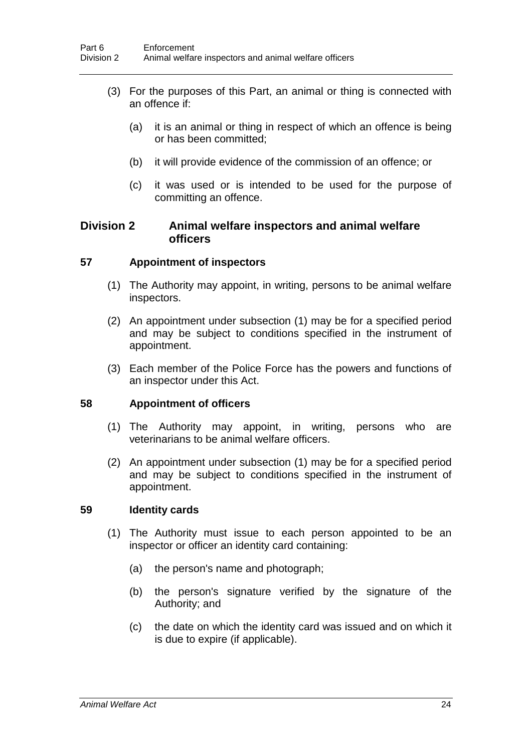(3) For the purposes of this Part, an animal or thing is connected with an offence if:

(a) it is an animal or thing in respect of which an offence is being or has been committed;

(b) it will provide evidence of the commission of an offence; or

(c) it was used or is intended to be used for the purpose of committing an offence.

## Division 2 Animal welfare inspectors and animal welfare officers

### 57 Appointment of inspectors

(1) The Authority may appoint, in writing, persons to be animal welfare inspectors.

(2) An appointment under subsection (1) may be for a specified period and may be subject to conditions specified in the instrument of appointment.

(3) Each member of the Police Force has the powers and functions of an inspector under this Act.

### 58 Appointment of officers

(1) The Authority may appoint, in writing, persons who are veterinarians to be animal welfare officers.

(2) An appointment under subsection (1) may be for a specified period and may be subject to conditions specified in the instrument of appointment.

### 59 Identity cards

(1) The Authority must issue to each person appointed to be an inspector or officer an identity card containing:

(a) the person's name and photograph;

(b) the person's signature verified by the signature of the Authority; and

(c) the date on which the identity card was issued and on which it is due to expire (if applicable).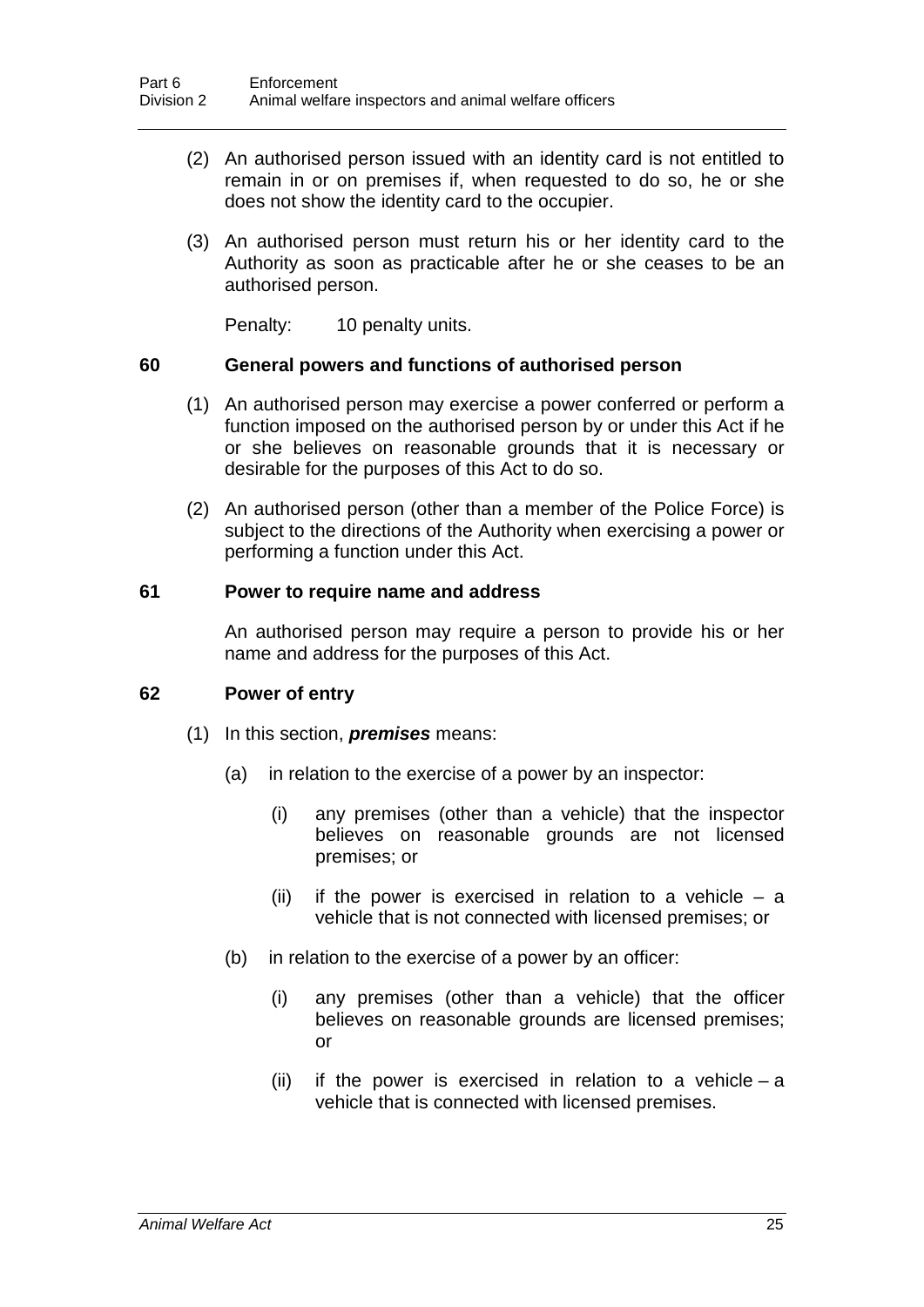(2) An authorised person issued with an identity card is not entitled to remain in or on premises if, when requested to do so, he or she does not show the identity card to the occupier.

(3) An authorised person must return his or her identity card to the Authority as soon as practicable after he or she ceases to be an authorised person.

Penalty: 10 penalty units.

### 60 General powers and functions of authorised person

(1) An authorised person may exercise a power conferred or perform a function imposed on the authorised person by or under this Act if he or she believes on reasonable grounds that it is necessary or desirable for the purposes of this Act to do so.

(2) An authorised person (other than a member of the Police Force) is subject to the directions of the Authority when exercising a power or performing a function under this Act.

### 61 Power to require name and address

An authorised person may require a person to provide his or her name and address for the purposes of this Act.

### 62 Power of entry

(1) In this section, ***premises*** means:

(a) in relation to the exercise of a power by an inspector:

(i) any premises (other than a vehicle) that the inspector believes on reasonable grounds are not licensed premises; or

(ii) if the power is exercised in relation to a vehicle – a vehicle that is not connected with licensed premises; or

(b) in relation to the exercise of a power by an officer:

(i) any premises (other than a vehicle) that the officer believes on reasonable grounds are licensed premises; or

(ii) if the power is exercised in relation to a vehicle – a vehicle that is connected with licensed premises.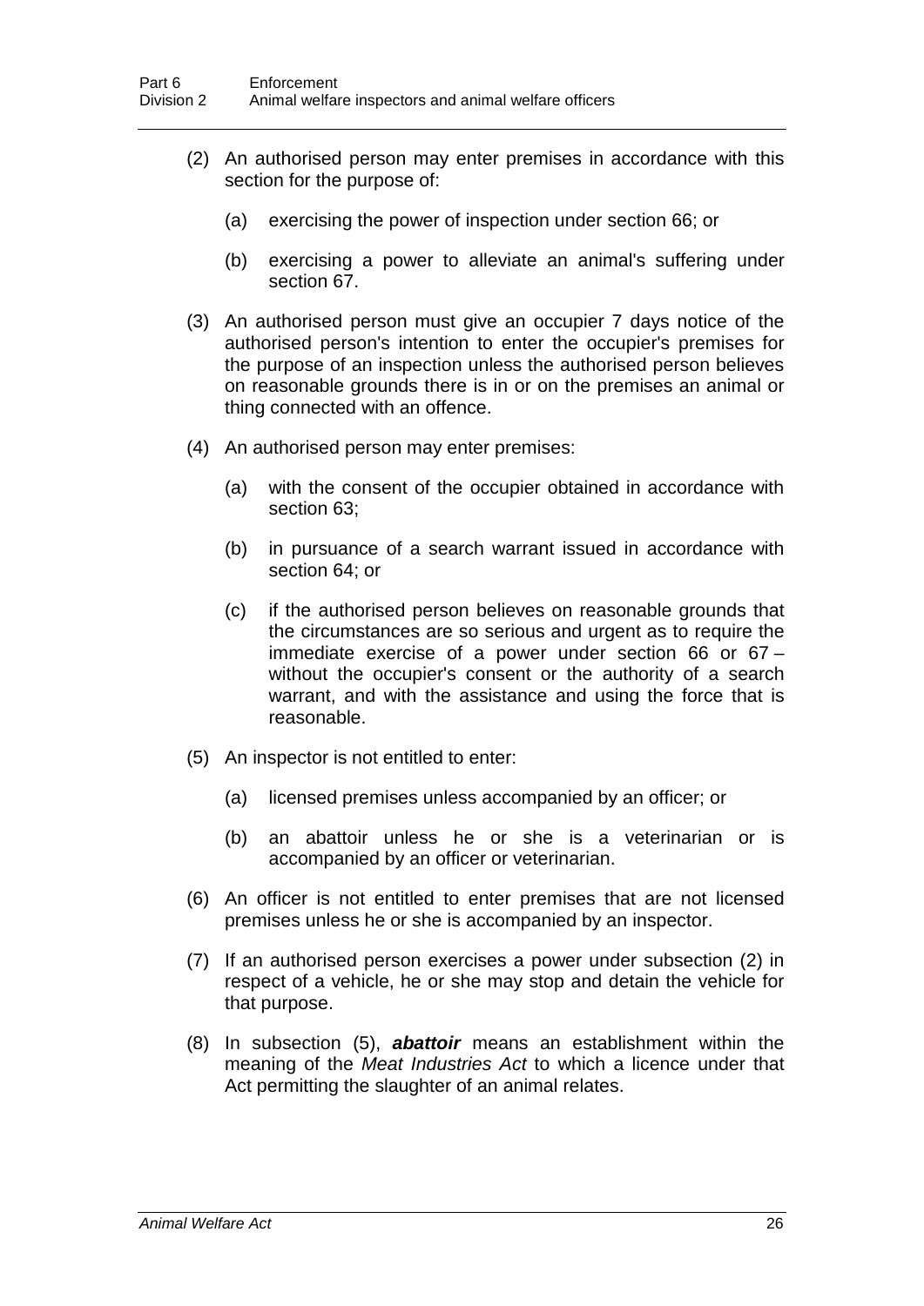(2) An authorised person may enter premises in accordance with this section for the purpose of:

(a) exercising the power of inspection under section 66; or

(b) exercising a power to alleviate an animal's suffering under section 67.

(3) An authorised person must give an occupier 7 days notice of the authorised person's intention to enter the occupier's premises for the purpose of an inspection unless the authorised person believes on reasonable grounds there is in or on the premises an animal or thing connected with an offence.

(4) An authorised person may enter premises:

(a) with the consent of the occupier obtained in accordance with section 63;

(b) in pursuance of a search warrant issued in accordance with section 64; or

(c) if the authorised person believes on reasonable grounds that the circumstances are so serious and urgent as to require the immediate exercise of a power under section 66 or 67 – without the occupier's consent or the authority of a search warrant, and with the assistance and using the force that is reasonable.

(5) An inspector is not entitled to enter:

(a) licensed premises unless accompanied by an officer; or

(b) an abattoir unless he or she is a veterinarian or is accompanied by an officer or veterinarian.

(6) An officer is not entitled to enter premises that are not licensed premises unless he or she is accompanied by an inspector.

(7) If an authorised person exercises a power under subsection (2) in respect of a vehicle, he or she may stop and detain the vehicle for that purpose.

(8) In subsection (5), ***abattoir*** means an establishment within the meaning of the *Meat Industries Act* to which a licence under that Act permitting the slaughter of an animal relates.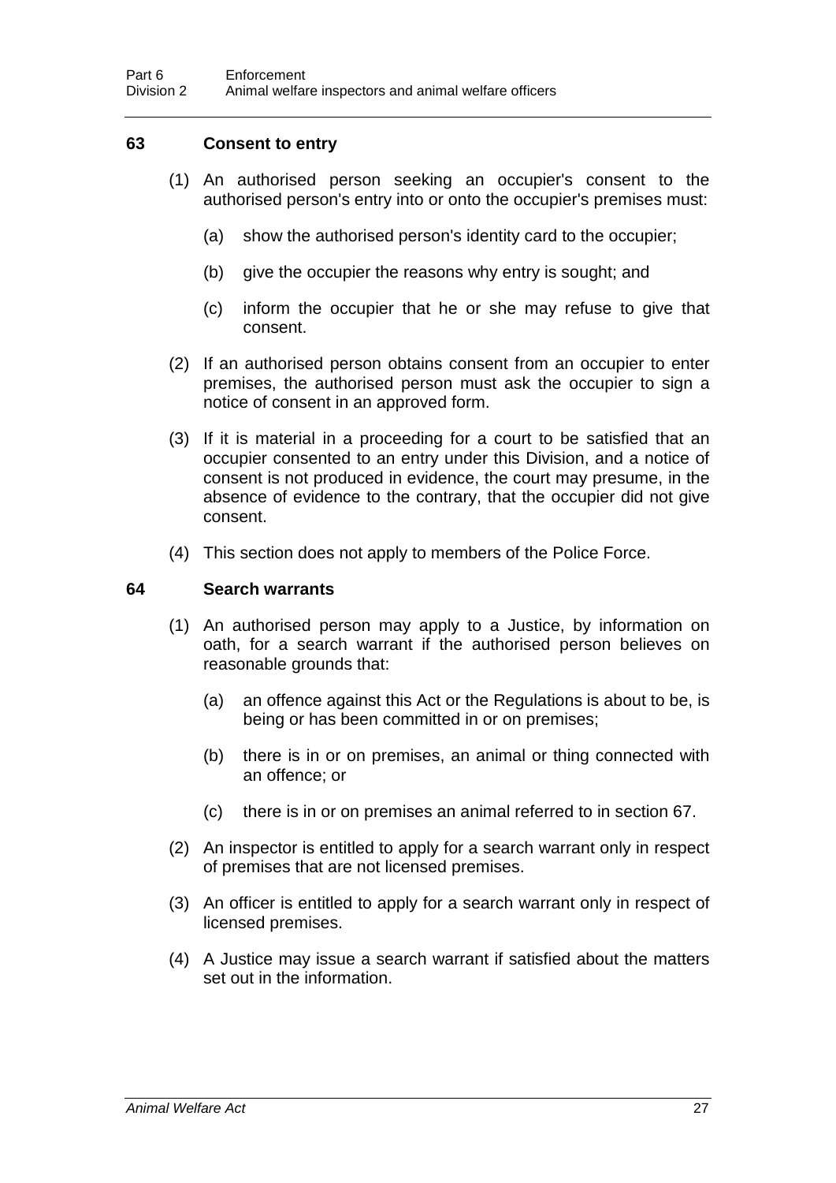### 63 Consent to entry

(1) An authorised person seeking an occupier's consent to the authorised person's entry into or onto the occupier's premises must:

(a) show the authorised person's identity card to the occupier;

(b) give the occupier the reasons why entry is sought; and

(c) inform the occupier that he or she may refuse to give that consent.

(2) If an authorised person obtains consent from an occupier to enter premises, the authorised person must ask the occupier to sign a notice of consent in an approved form.

(3) If it is material in a proceeding for a court to be satisfied that an occupier consented to an entry under this Division, and a notice of consent is not produced in evidence, the court may presume, in the absence of evidence to the contrary, that the occupier did not give consent.

(4) This section does not apply to members of the Police Force.

### 64 Search warrants

(1) An authorised person may apply to a Justice, by information on oath, for a search warrant if the authorised person believes on reasonable grounds that:

(a) an offence against this Act or the Regulations is about to be, is being or has been committed in or on premises;

(b) there is in or on premises, an animal or thing connected with an offence; or

(c) there is in or on premises an animal referred to in section 67.

(2) An inspector is entitled to apply for a search warrant only in respect of premises that are not licensed premises.

(3) An officer is entitled to apply for a search warrant only in respect of licensed premises.

(4) A Justice may issue a search warrant if satisfied about the matters set out in the information.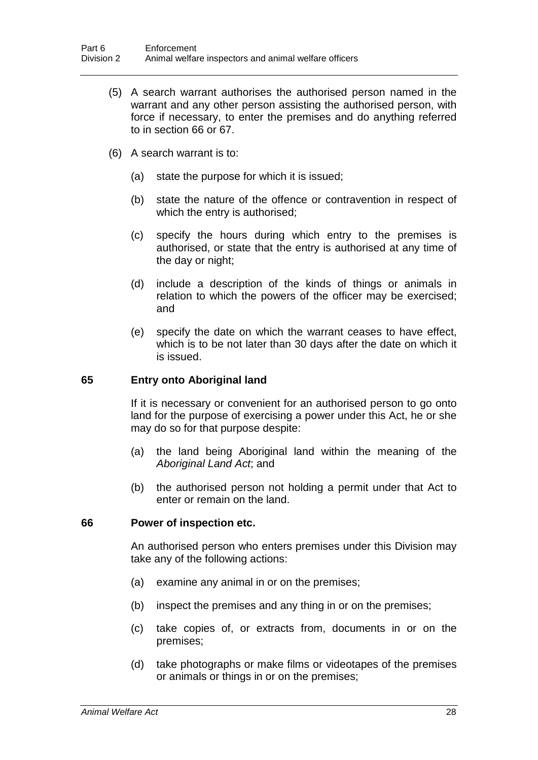(5) A search warrant authorises the authorised person named in the warrant and any other person assisting the authorised person, with force if necessary, to enter the premises and do anything referred to in section 66 or 67.

(6) A search warrant is to:

(a) state the purpose for which it is issued;

(b) state the nature of the offence or contravention in respect of which the entry is authorised;

(c) specify the hours during which entry to the premises is authorised, or state that the entry is authorised at any time of the day or night;

(d) include a description of the kinds of things or animals in relation to which the powers of the officer may be exercised; and

(e) specify the date on which the warrant ceases to have effect, which is to be not later than 30 days after the date on which it is issued.

### 65 Entry onto Aboriginal land

If it is necessary or convenient for an authorised person to go onto land for the purpose of exercising a power under this Act, he or she may do so for that purpose despite:

(a) the land being Aboriginal land within the meaning of the *Aboriginal Land Act*; and

(b) the authorised person not holding a permit under that Act to enter or remain on the land.

### 66 Power of inspection etc.

An authorised person who enters premises under this Division may take any of the following actions:

(a) examine any animal in or on the premises;

(b) inspect the premises and any thing in or on the premises;

(c) take copies of, or extracts from, documents in or on the premises;

(d) take photographs or make films or videotapes of the premises or animals or things in or on the premises;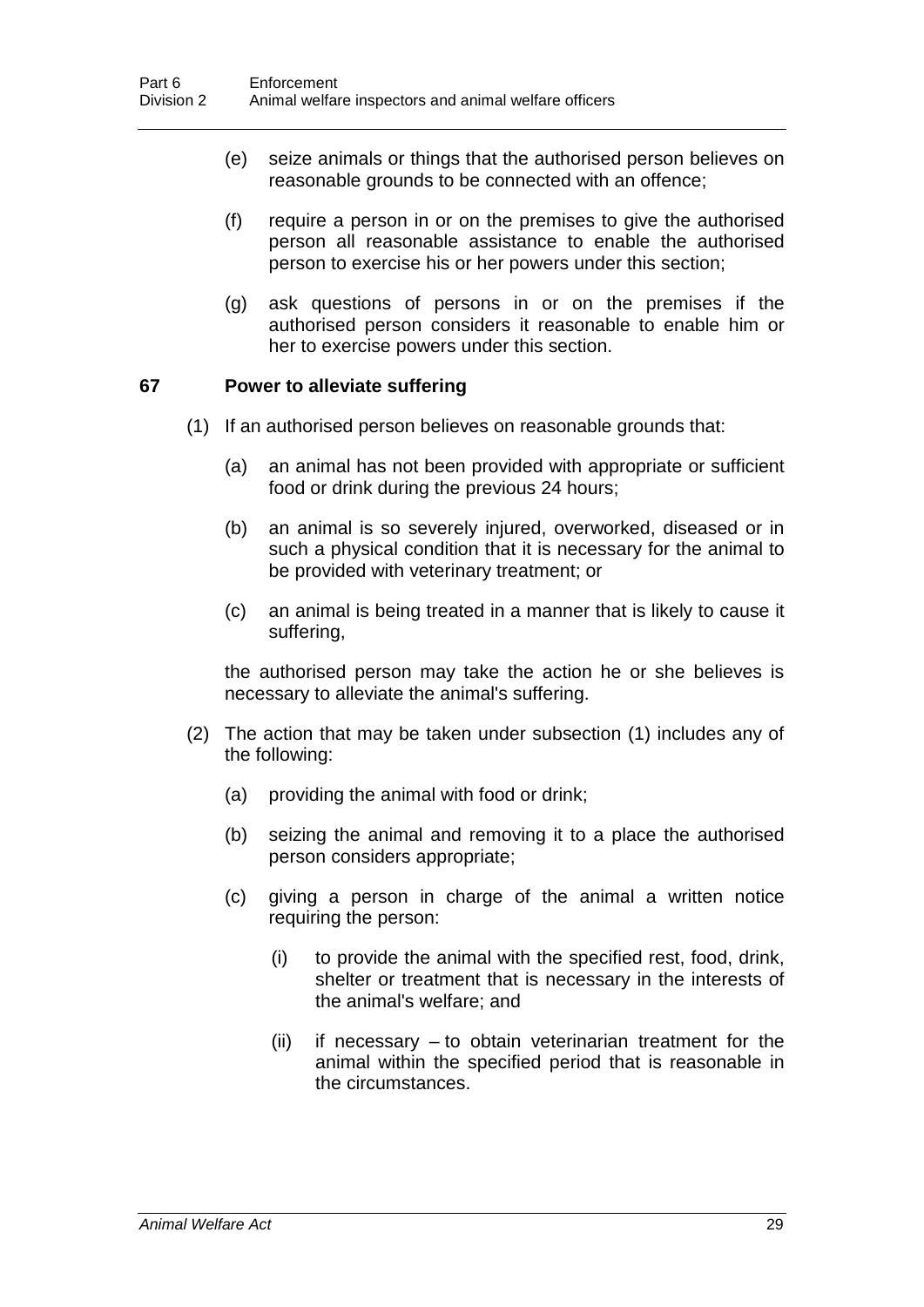(e) seize animals or things that the authorised person believes on reasonable grounds to be connected with an offence;

(f) require a person in or on the premises to give the authorised person all reasonable assistance to enable the authorised person to exercise his or her powers under this section;

(g) ask questions of persons in or on the premises if the authorised person considers it reasonable to enable him or her to exercise powers under this section.

### 67 Power to alleviate suffering

(1) If an authorised person believes on reasonable grounds that:

(a) an animal has not been provided with appropriate or sufficient food or drink during the previous 24 hours;

(b) an animal is so severely injured, overworked, diseased or in such a physical condition that it is necessary for the animal to be provided with veterinary treatment; or

(c) an animal is being treated in a manner that is likely to cause it suffering,

the authorised person may take the action he or she believes is necessary to alleviate the animal's suffering.

(2) The action that may be taken under subsection (1) includes any of the following:

(a) providing the animal with food or drink;

(b) seizing the animal and removing it to a place the authorised person considers appropriate;

(c) giving a person in charge of the animal a written notice requiring the person:

(i) to provide the animal with the specified rest, food, drink, shelter or treatment that is necessary in the interests of the animal's welfare; and

(ii) if necessary – to obtain veterinarian treatment for the animal within the specified period that is reasonable in the circumstances.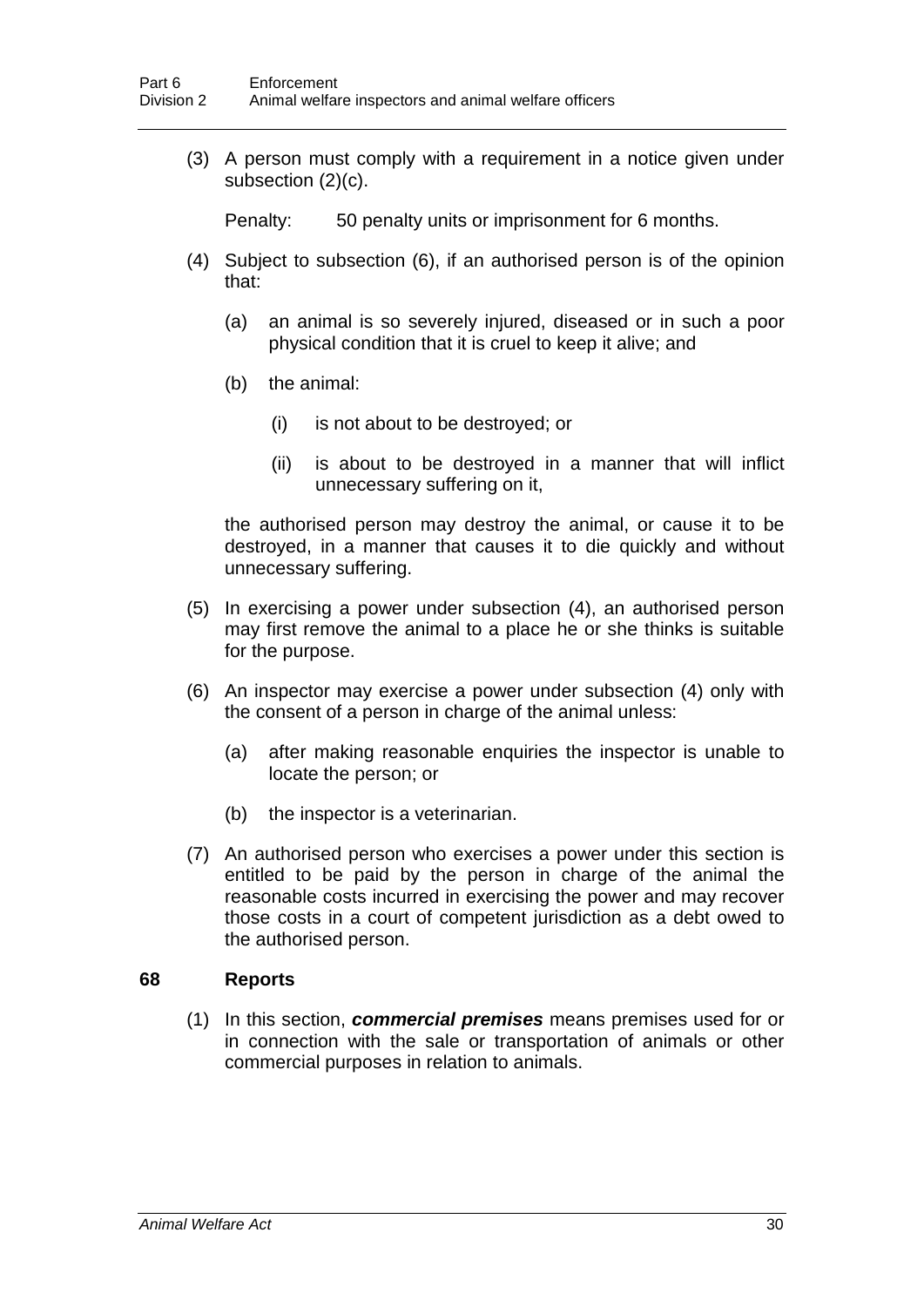(3) A person must comply with a requirement in a notice given under subsection (2)(c).

Penalty: 50 penalty units or imprisonment for 6 months.

(4) Subject to subsection (6), if an authorised person is of the opinion that:

(a) an animal is so severely injured, diseased or in such a poor physical condition that it is cruel to keep it alive; and

(b) the animal:

(i) is not about to be destroyed; or

(ii) is about to be destroyed in a manner that will inflict unnecessary suffering on it,

the authorised person may destroy the animal, or cause it to be destroyed, in a manner that causes it to die quickly and without unnecessary suffering.

(5) In exercising a power under subsection (4), an authorised person may first remove the animal to a place he or she thinks is suitable for the purpose.

(6) An inspector may exercise a power under subsection (4) only with the consent of a person in charge of the animal unless:

(a) after making reasonable enquiries the inspector is unable to locate the person; or

(b) the inspector is a veterinarian.

(7) An authorised person who exercises a power under this section is entitled to be paid by the person in charge of the animal the reasonable costs incurred in exercising the power and may recover those costs in a court of competent jurisdiction as a debt owed to the authorised person.

### 68 Reports

(1) In this section, ***commercial premises*** means premises used for or in connection with the sale or transportation of animals or other commercial purposes in relation to animals.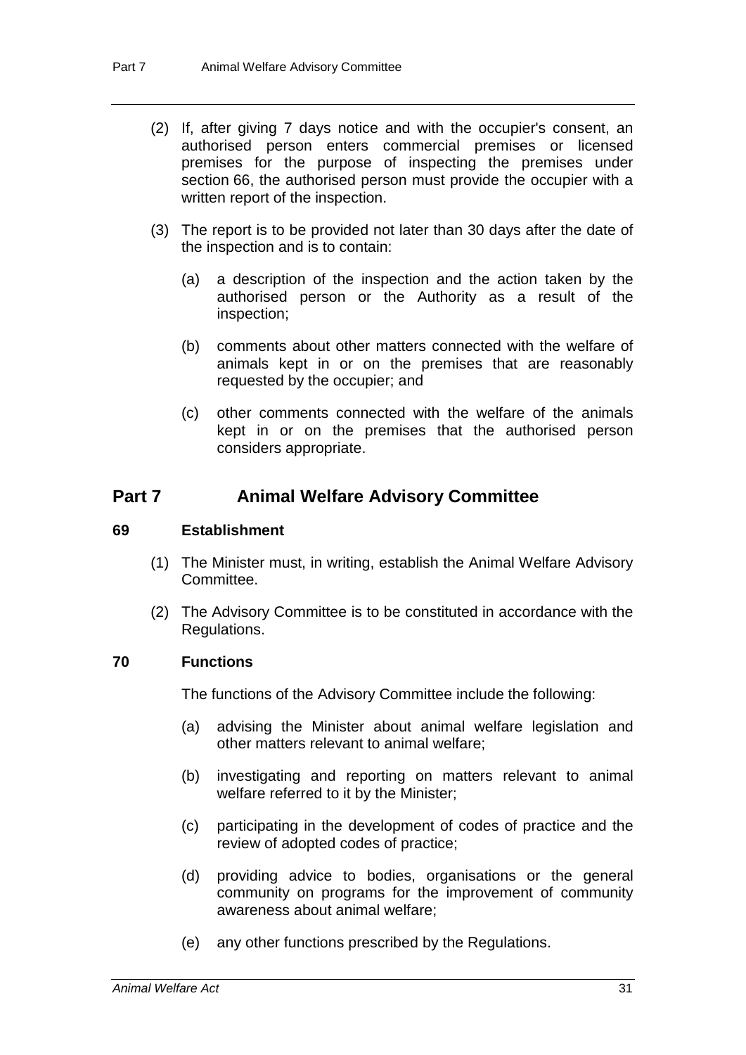(2) If, after giving 7 days notice and with the occupier's consent, an authorised person enters commercial premises or licensed premises for the purpose of inspecting the premises under section 66, the authorised person must provide the occupier with a written report of the inspection.

(3) The report is to be provided not later than 30 days after the date of the inspection and is to contain:

(a) a description of the inspection and the action taken by the authorised person or the Authority as a result of the inspection;

(b) comments about other matters connected with the welfare of animals kept in or on the premises that are reasonably requested by the occupier; and

(c) other comments connected with the welfare of the animals kept in or on the premises that the authorised person considers appropriate.

## Part 7 Animal Welfare Advisory Committee

### 69 Establishment

(1) The Minister must, in writing, establish the Animal Welfare Advisory Committee.

(2) The Advisory Committee is to be constituted in accordance with the Regulations.

### 70 Functions

The functions of the Advisory Committee include the following:

(a) advising the Minister about animal welfare legislation and other matters relevant to animal welfare;

(b) investigating and reporting on matters relevant to animal welfare referred to it by the Minister;

(c) participating in the development of codes of practice and the review of adopted codes of practice;

(d) providing advice to bodies, organisations or the general community on programs for the improvement of community awareness about animal welfare;

(e) any other functions prescribed by the Regulations.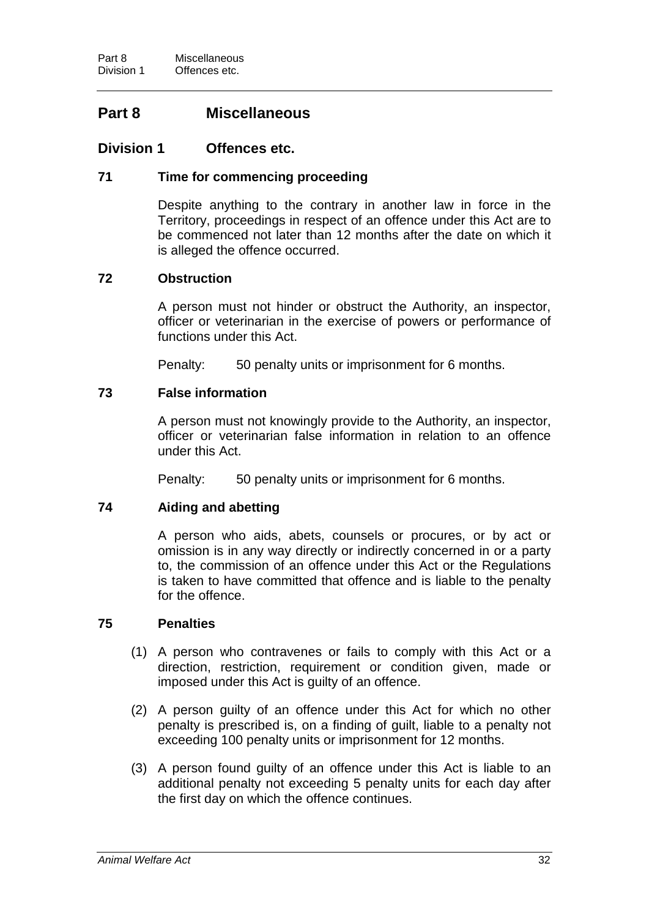# Part 8 Miscellaneous

## Division 1 Offences etc.

### 71 Time for commencing proceeding

Despite anything to the contrary in another law in force in the Territory, proceedings in respect of an offence under this Act are to be commenced not later than 12 months after the date on which it is alleged the offence occurred.

### 72 Obstruction

A person must not hinder or obstruct the Authority, an inspector, officer or veterinarian in the exercise of powers or performance of functions under this Act.

Penalty: 50 penalty units or imprisonment for 6 months.

### 73 False information

A person must not knowingly provide to the Authority, an inspector, officer or veterinarian false information in relation to an offence under this Act.

Penalty: 50 penalty units or imprisonment for 6 months.

### 74 Aiding and abetting

A person who aids, abets, counsels or procures, or by act or omission is in any way directly or indirectly concerned in or a party to, the commission of an offence under this Act or the Regulations is taken to have committed that offence and is liable to the penalty for the offence.

### 75 Penalties

(1) A person who contravenes or fails to comply with this Act or a direction, restriction, requirement or condition given, made or imposed under this Act is guilty of an offence.

(2) A person guilty of an offence under this Act for which no other penalty is prescribed is, on a finding of guilt, liable to a penalty not exceeding 100 penalty units or imprisonment for 12 months.

(3) A person found guilty of an offence under this Act is liable to an additional penalty not exceeding 5 penalty units for each day after the first day on which the offence continues.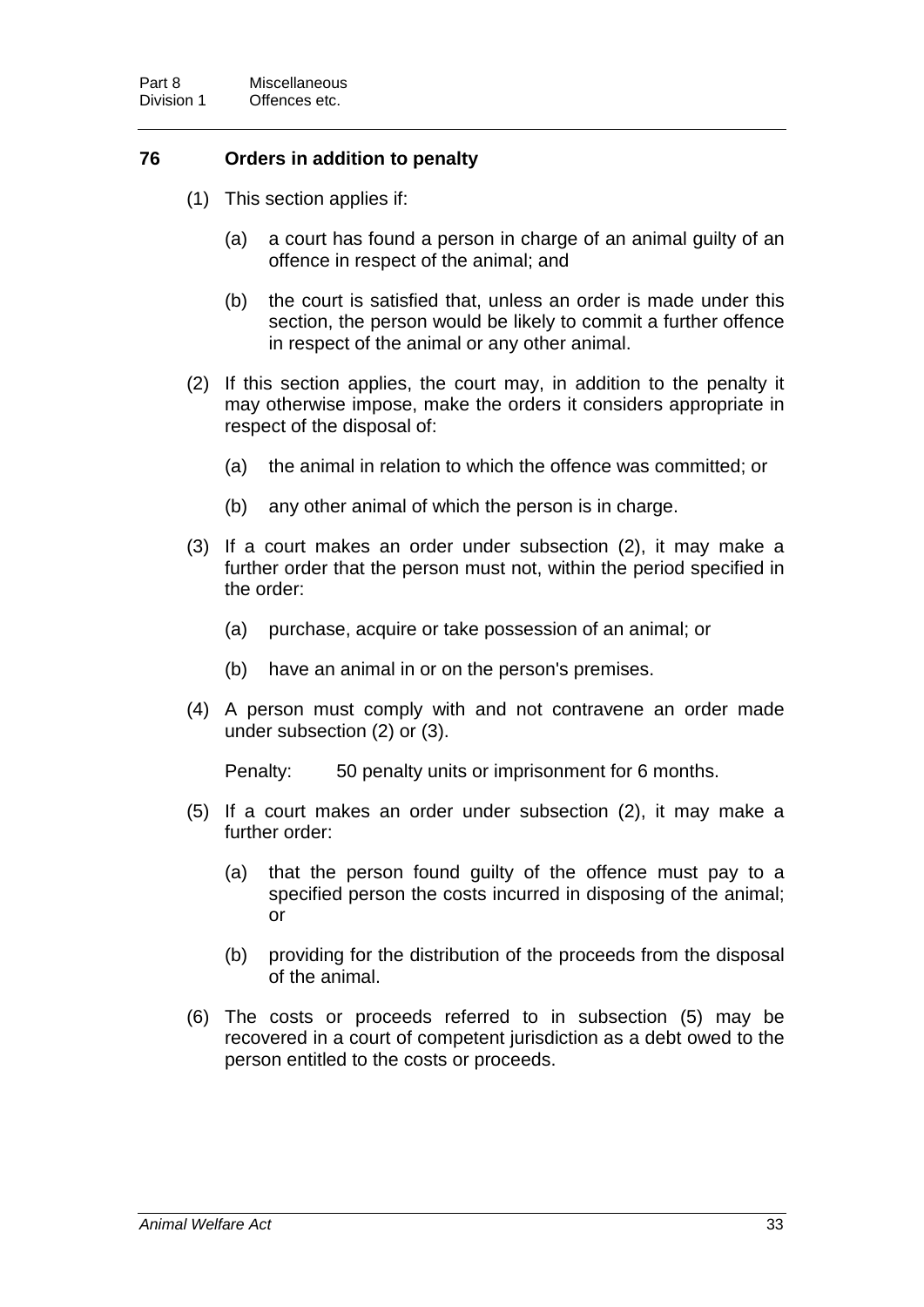### 76 Orders in addition to penalty

(1) This section applies if:

(a) a court has found a person in charge of an animal guilty of an offence in respect of the animal; and

(b) the court is satisfied that, unless an order is made under this section, the person would be likely to commit a further offence in respect of the animal or any other animal.

(2) If this section applies, the court may, in addition to the penalty it may otherwise impose, make the orders it considers appropriate in respect of the disposal of:

(a) the animal in relation to which the offence was committed; or

(b) any other animal of which the person is in charge.

(3) If a court makes an order under subsection (2), it may make a further order that the person must not, within the period specified in the order:

(a) purchase, acquire or take possession of an animal; or

(b) have an animal in or on the person's premises.

(4) A person must comply with and not contravene an order made under subsection (2) or (3).

Penalty: 50 penalty units or imprisonment for 6 months.

(5) If a court makes an order under subsection (2), it may make a further order:

(a) that the person found guilty of the offence must pay to a specified person the costs incurred in disposing of the animal; or

(b) providing for the distribution of the proceeds from the disposal of the animal.

(6) The costs or proceeds referred to in subsection (5) may be recovered in a court of competent jurisdiction as a debt owed to the person entitled to the costs or proceeds.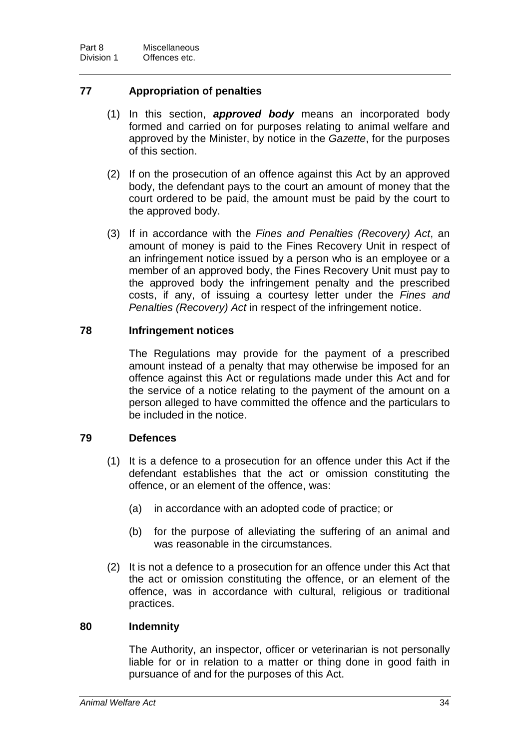## 77 Appropriation of penalties

(1) In this section, ***approved body*** means an incorporated body formed and carried on for purposes relating to animal welfare and approved by the Minister, by notice in the *Gazette*, for the purposes of this section.

(2) If on the prosecution of an offence against this Act by an approved body, the defendant pays to the court an amount of money that the court ordered to be paid, the amount must be paid by the court to the approved body.

(3) If in accordance with the *Fines and Penalties (Recovery) Act*, an amount of money is paid to the Fines Recovery Unit in respect of an infringement notice issued by a person who is an employee or a member of an approved body, the Fines Recovery Unit must pay to the approved body the infringement penalty and the prescribed costs, if any, of issuing a courtesy letter under the *Fines and Penalties (Recovery) Act* in respect of the infringement notice.

## 78 Infringement notices

The Regulations may provide for the payment of a prescribed amount instead of a penalty that may otherwise be imposed for an offence against this Act or regulations made under this Act and for the service of a notice relating to the payment of the amount on a person alleged to have committed the offence and the particulars to be included in the notice.

## 79 Defences

(1) It is a defence to a prosecution for an offence under this Act if the defendant establishes that the act or omission constituting the offence, or an element of the offence, was:

(a) in accordance with an adopted code of practice; or

(b) for the purpose of alleviating the suffering of an animal and was reasonable in the circumstances.

(2) It is not a defence to a prosecution for an offence under this Act that the act or omission constituting the offence, or an element of the offence, was in accordance with cultural, religious or traditional practices.

## 80 Indemnity

The Authority, an inspector, officer or veterinarian is not personally liable for or in relation to a matter or thing done in good faith in pursuance of and for the purposes of this Act.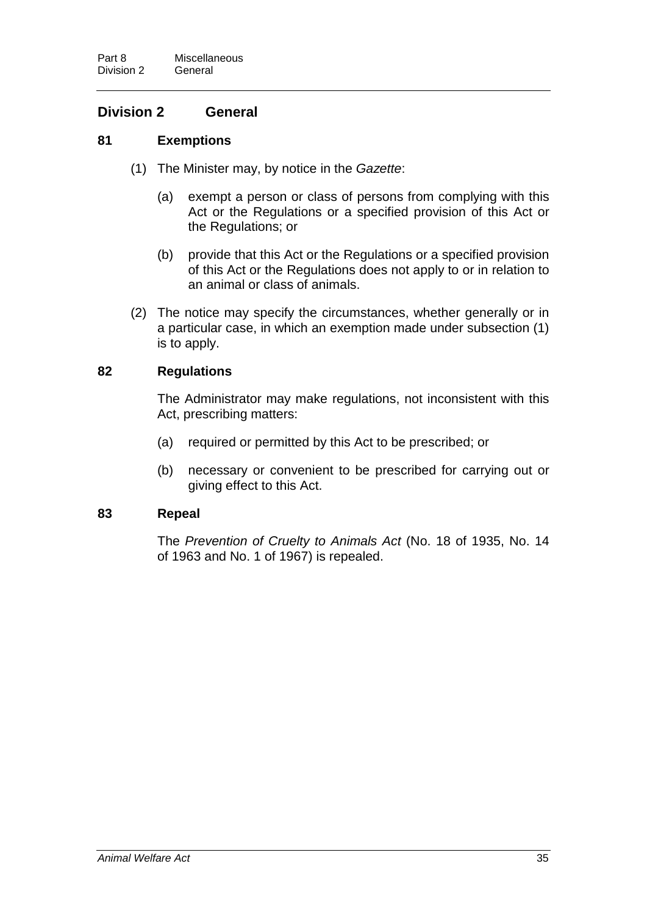## Division 2 General

### 81 Exemptions

(1) The Minister may, by notice in the *Gazette*:

(a) exempt a person or class of persons from complying with this Act or the Regulations or a specified provision of this Act or the Regulations; or

(b) provide that this Act or the Regulations or a specified provision of this Act or the Regulations does not apply to or in relation to an animal or class of animals.

(2) The notice may specify the circumstances, whether generally or in a particular case, in which an exemption made under subsection (1) is to apply.

### 82 Regulations

The Administrator may make regulations, not inconsistent with this Act, prescribing matters:

(a) required or permitted by this Act to be prescribed; or

(b) necessary or convenient to be prescribed for carrying out or giving effect to this Act.

### 83 Repeal

The *Prevention of Cruelty to Animals Act* (No. 18 of 1935, No. 14 of 1963 and No. 1 of 1967) is repealed.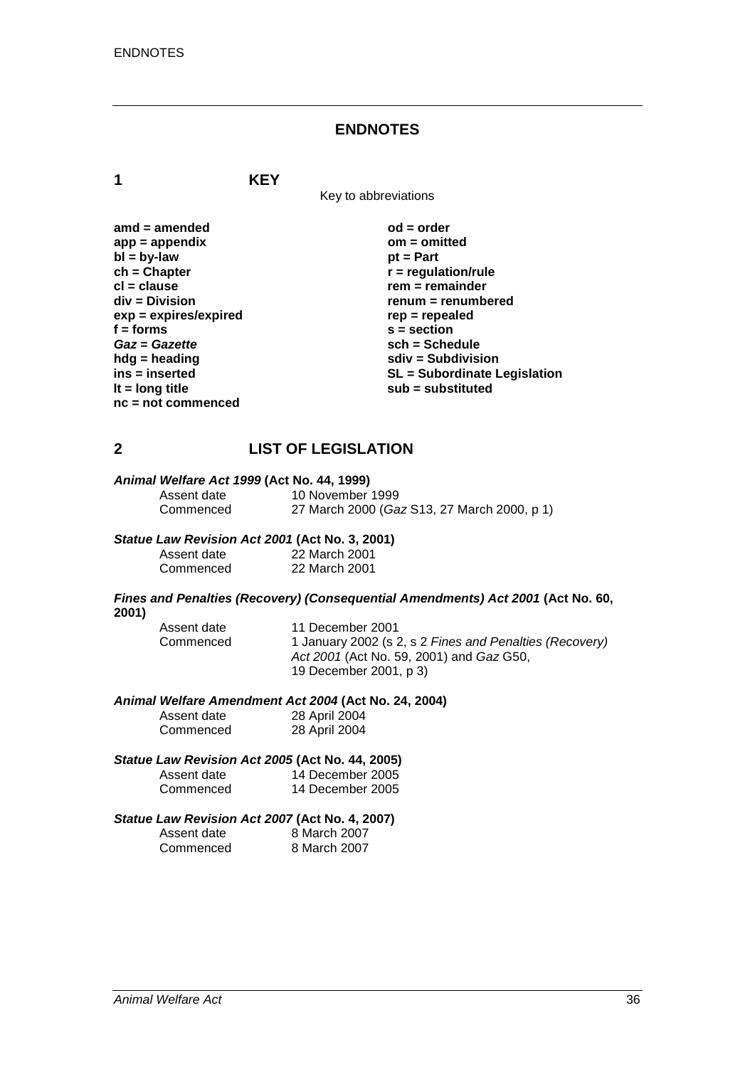# ENDNOTES

## 1 KEY

Key to abbreviations

**amd = amended**
**app = appendix**
**bl = by-law**
**ch = Chapter**
**cl = clause**
**div = Division**
**exp = expires/expired**
**f = forms**
***Gaz* = *Gazette***
**hdg = heading**
**ins = inserted**
**lt = long title**
**nc = not commenced**
**od = order**
**om = omitted**
**pt = Part**
**r = regulation/rule**
**rem = remainder**
**renum = renumbered**
**rep = repealed**
**s = section**
**sch = Schedule**
**sdiv = Subdivision**
**SL = Subordinate Legislation**
**sub = substituted**

## 2 LIST OF LEGISLATION

***Animal Welfare Act 1999* (Act No. 44, 1999)**

Assent date 10 November 1999
Commenced 27 March 2000 (*Gaz* S13, 27 March 2000, p 1)

***Statue Law Revision Act 2001* (Act No. 3, 2001)**

Assent date 22 March 2001
Commenced 22 March 2001

***Fines and Penalties (Recovery) (Consequential Amendments) Act 2001* (Act No. 60, 2001)**

Assent date 11 December 2001
Commenced 1 January 2002 (s 2, s 2 *Fines and Penalties (Recovery) Act 2001* (Act No. 59, 2001) and *Gaz* G50, 19 December 2001, p 3)

***Animal Welfare Amendment Act 2004* (Act No. 24, 2004)**

Assent date 28 April 2004
Commenced 28 April 2004

***Statue Law Revision Act 2005* (Act No. 44, 2005)**

Assent date 14 December 2005
Commenced 14 December 2005

***Statue Law Revision Act 2007* (Act No. 4, 2007)**

Assent date 8 March 2007
Commenced 8 March 2007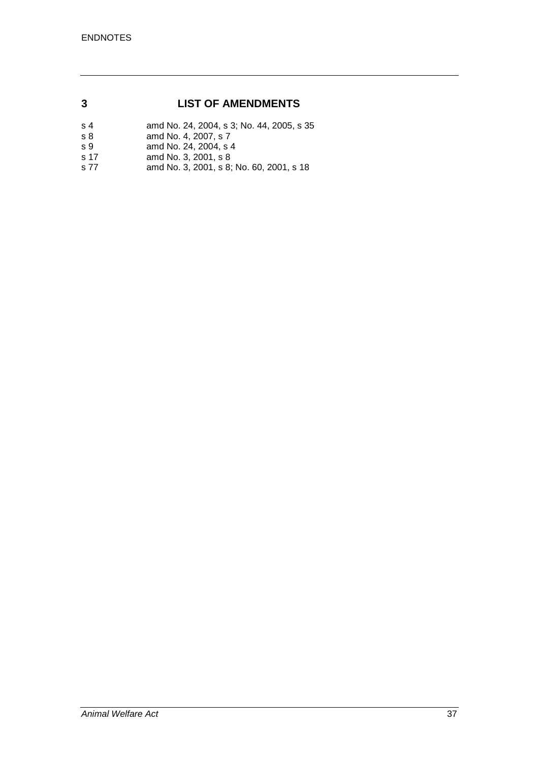## 3 LIST OF AMENDMENTS

| | |
|---|---|
| s 4 | amd No. 24, 2004, s 3; No. 44, 2005, s 35 |
| s 8 | amd No. 4, 2007, s 7 |
| s 9 | amd No. 24, 2004, s 4 |
| s 17 | amd No. 3, 2001, s 8 |
| s 77 | amd No. 3, 2001, s 8; No. 60, 2001, s 18 |